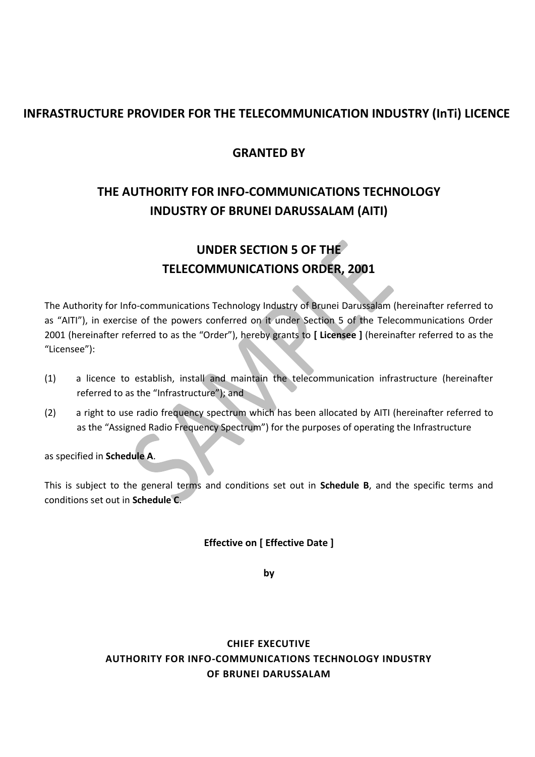# INFRASTRUCTURE PROVIDER FOR THE TELECOMMUNICATION INDUSTRY (InTi) LICENCE

## GRANTED BY

## THE AUTHORITY FOR INFO-COMMUNICATIONS TECHNOLOGY INDUSTRY OF BRUNEI DARUSSALAM (AITI)

## UNDER SECTION 5 OF THE TELECOMMUNICATIONS ORDER, 2001

The Authority for Info-communications Technology Industry of Brunei Darussalam (hereinafter referred to as "AITI"), in exercise of the powers conferred on it under Section 5 of the Telecommunications Order 2001 (hereinafter referred to as the "Order"), hereby grants to **[ Licensee ]** (hereinafter referred to as the "Licensee"):

(1) a licence to establish, install and maintain the telecommunication infrastructure (hereinafter referred to as the "Infrastructure"); and

(2) a right to use radio frequency spectrum which has been allocated by AITI (hereinafter referred to as the "Assigned Radio Frequency Spectrum") for the purposes of operating the Infrastructure

as specified in **Schedule A**.

This is subject to the general terms and conditions set out in **Schedule B**, and the specific terms and conditions set out in **Schedule C**.

**Effective on [ Effective Date ]**

**by**

**CHIEF EXECUTIVE**
**AUTHORITY FOR INFO-COMMUNICATIONS TECHNOLOGY INDUSTRY**
**OF BRUNEI DARUSSALAM**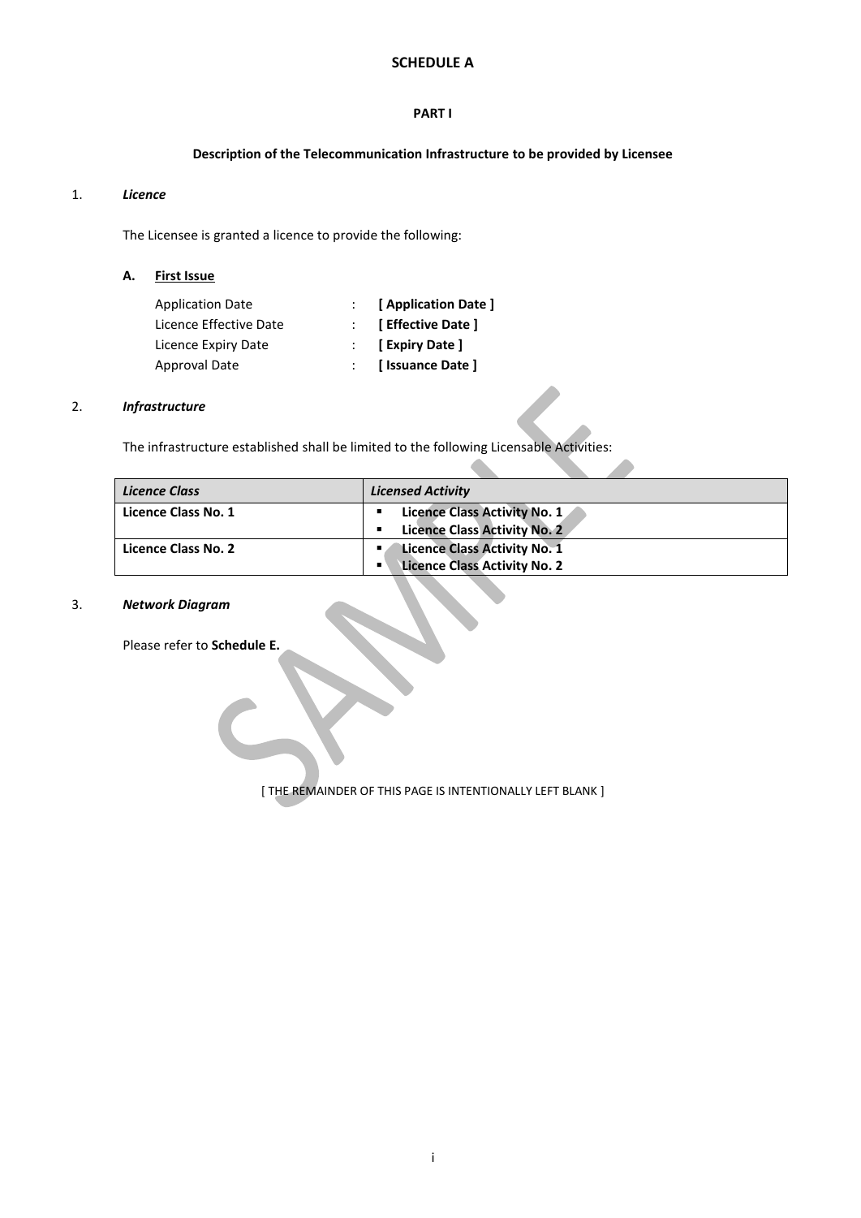# SCHEDULE A

## PART I

### Description of the Telecommunication Infrastructure to be provided by Licensee

1. ***Licence***

   The Licensee is granted a licence to provide the following:

   **A. <u>First Issue</u>**

   | | | |
   |---|---|---|
   | Application Date | : | **[ Application Date ]** |
   | Licence Effective Date | : | **[ Effective Date ]** |
   | Licence Expiry Date | : | **[ Expiry Date ]** |
   | Approval Date | : | **[ Issuance Date ]** |

2. ***Infrastructure***

   The infrastructure established shall be limited to the following Licensable Activities:

   | *Licence Class* | *Licensed Activity* |
   |---|---|
   | **Licence Class No. 1** | ▪ **Licence Class Activity No. 1**<br>▪ **Licence Class Activity No. 2** |
   | **Licence Class No. 2** | ▪ **Licence Class Activity No. 1**<br>▪ **Licence Class Activity No. 2** |

3. ***Network Diagram***

   Please refer to **Schedule E.**

[ THE REMAINDER OF THIS PAGE IS INTENTIONALLY LEFT BLANK ]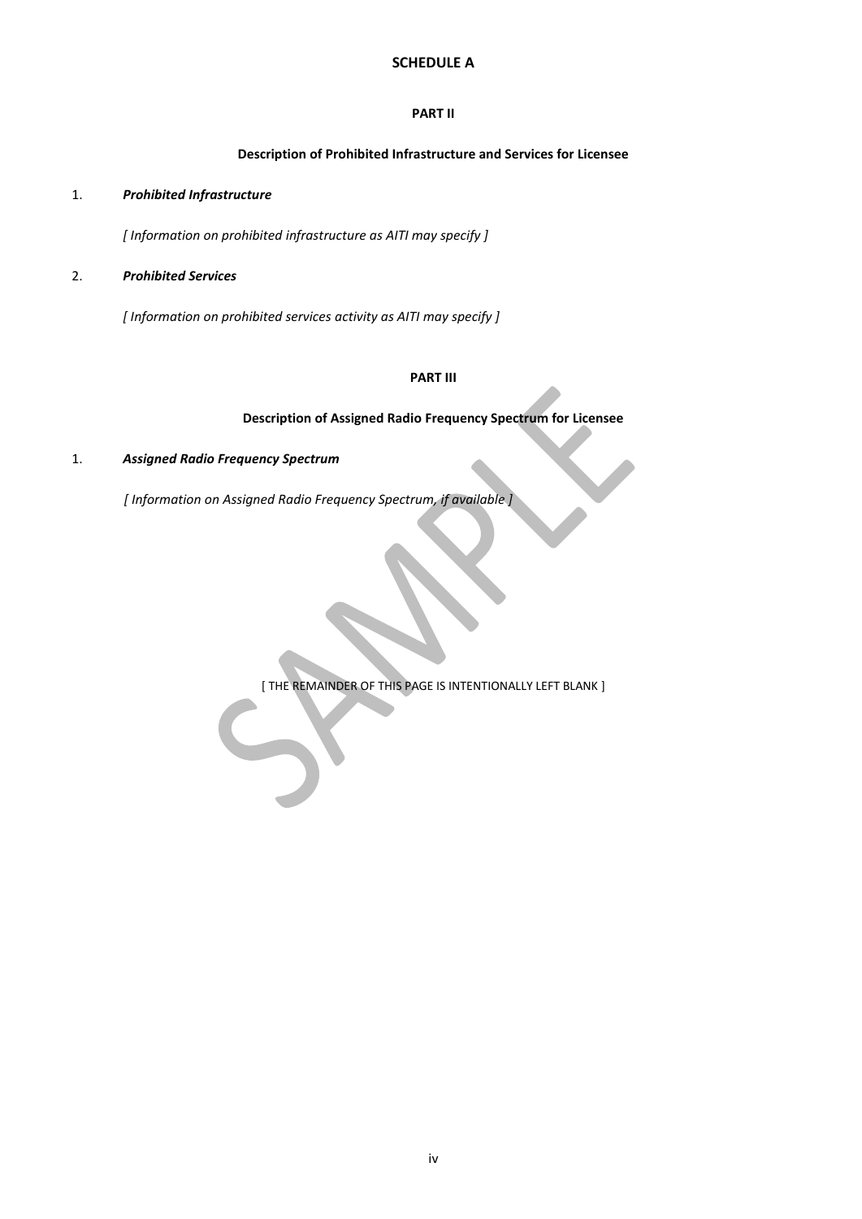# SCHEDULE A

## PART II

### Description of Prohibited Infrastructure and Services for Licensee

1. ***Prohibited Infrastructure***

   *[ Information on prohibited infrastructure as AITI may specify ]*

2. ***Prohibited Services***

   *[ Information on prohibited services activity as AITI may specify ]*

## PART III

### Description of Assigned Radio Frequency Spectrum for Licensee

1. ***Assigned Radio Frequency Spectrum***

   *[ Information on Assigned Radio Frequency Spectrum, if available ]*

[ THE REMAINDER OF THIS PAGE IS INTENTIONALLY LEFT BLANK ]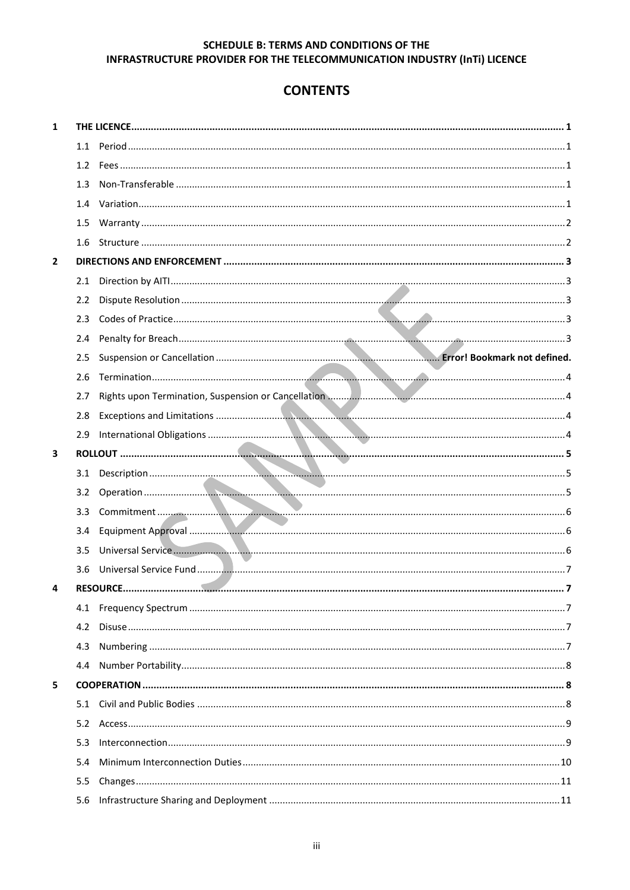**SCHEDULE B: TERMS AND CONDITIONS OF THE INFRASTRUCTURE PROVIDER FOR THE TELECOMMUNICATION INDUSTRY (InTi) LICENCE**

# CONTENTS

**1 THE LICENCE** .......... 1
- 1.1 Period .......... 1
- 1.2 Fees .......... 1
- 1.3 Non-Transferable .......... 1
- 1.4 Variation .......... 1
- 1.5 Warranty .......... 2
- 1.6 Structure .......... 2

**2 DIRECTIONS AND ENFORCEMENT** .......... 3
- 2.1 Direction by AITI .......... 3
- 2.2 Dispute Resolution .......... 3
- 2.3 Codes of Practice .......... 3
- 2.4 Penalty for Breach .......... 3
- 2.5 Suspension or Cancellation .......... **Error! Bookmark not defined.**
- 2.6 Termination .......... 4
- 2.7 Rights upon Termination, Suspension or Cancellation .......... 4
- 2.8 Exceptions and Limitations .......... 4
- 2.9 International Obligations .......... 4

**3 ROLLOUT** .......... 5
- 3.1 Description .......... 5
- 3.2 Operation .......... 5
- 3.3 Commitment .......... 6
- 3.4 Equipment Approval .......... 6
- 3.5 Universal Service .......... 6
- 3.6 Universal Service Fund .......... 7

**4 RESOURCE** .......... 7
- 4.1 Frequency Spectrum .......... 7
- 4.2 Disuse .......... 7
- 4.3 Numbering .......... 7
- 4.4 Number Portability .......... 8

**5 COOPERATION** .......... 8
- 5.1 Civil and Public Bodies .......... 8
- 5.2 Access .......... 9
- 5.3 Interconnection .......... 9
- 5.4 Minimum Interconnection Duties .......... 10
- 5.5 Changes .......... 11
- 5.6 Infrastructure Sharing and Deployment .......... 11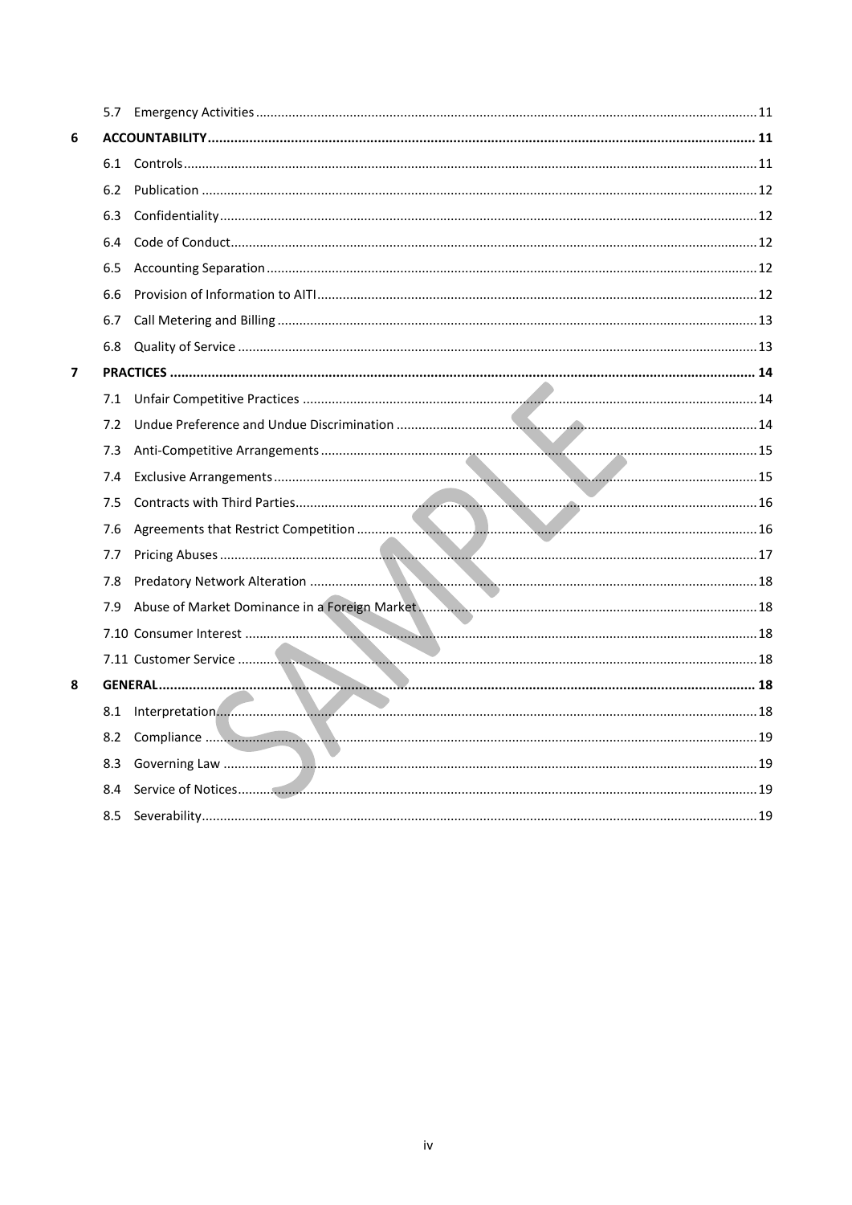5.7 Emergency Activities ........ 11

**6 ACCOUNTABILITY ........ 11**

6.1 Controls ........ 11

6.2 Publication ........ 12

6.3 Confidentiality ........ 12

6.4 Code of Conduct ........ 12

6.5 Accounting Separation ........ 12

6.6 Provision of Information to AITI ........ 12

6.7 Call Metering and Billing ........ 13

6.8 Quality of Service ........ 13

**7 PRACTICES ........ 14**

7.1 Unfair Competitive Practices ........ 14

7.2 Undue Preference and Undue Discrimination ........ 14

7.3 Anti-Competitive Arrangements ........ 15

7.4 Exclusive Arrangements ........ 15

7.5 Contracts with Third Parties ........ 16

7.6 Agreements that Restrict Competition ........ 16

7.7 Pricing Abuses ........ 17

7.8 Predatory Network Alteration ........ 18

7.9 Abuse of Market Dominance in a Foreign Market ........ 18

7.10 Consumer Interest ........ 18

7.11 Customer Service ........ 18

**8 GENERAL ........ 18**

8.1 Interpretation ........ 18

8.2 Compliance ........ 19

8.3 Governing Law ........ 19

8.4 Service of Notices ........ 19

8.5 Severability ........ 19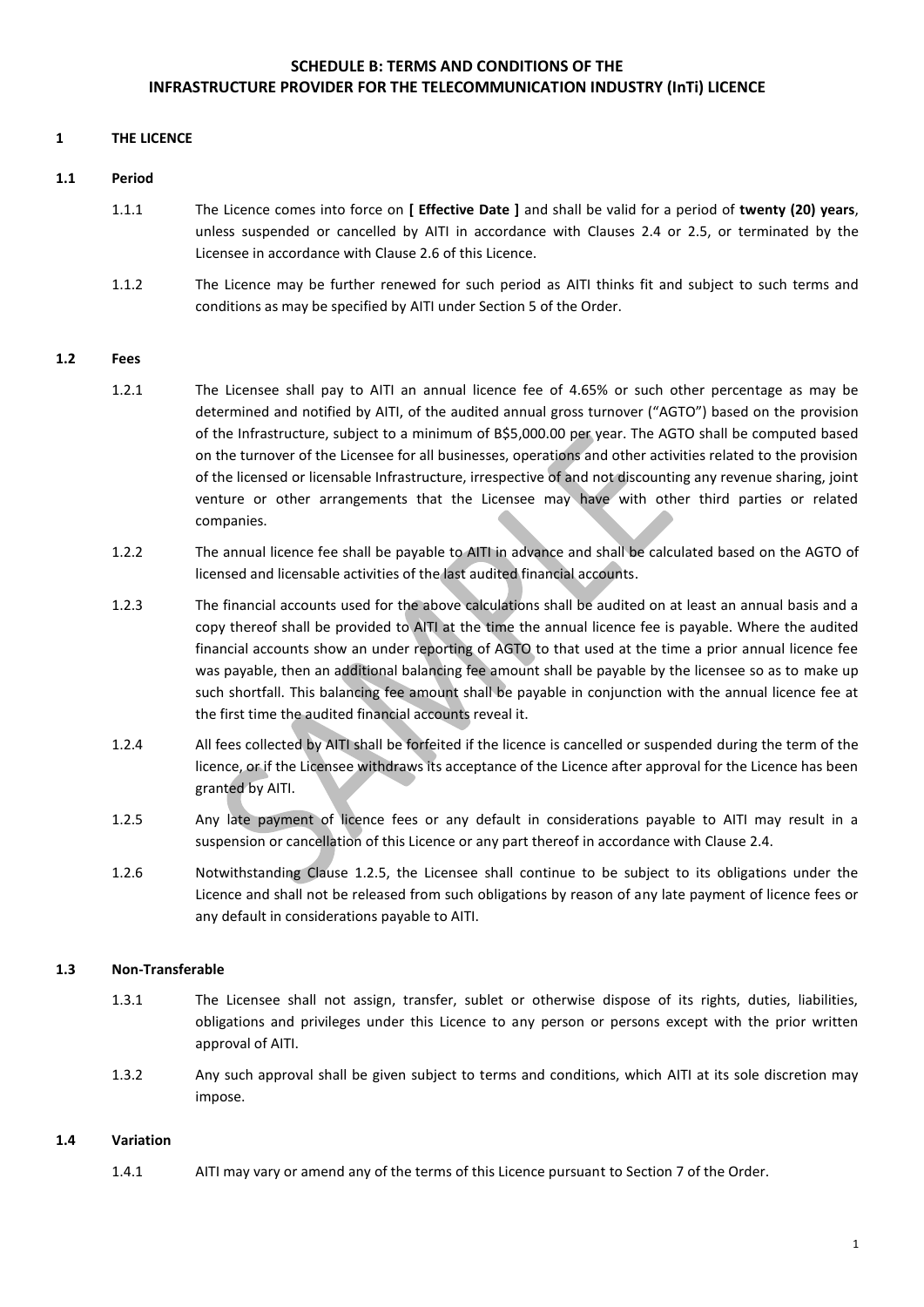# SCHEDULE B: TERMS AND CONDITIONS OF THE INFRASTRUCTURE PROVIDER FOR THE TELECOMMUNICATION INDUSTRY (InTi) LICENCE

## 1 THE LICENCE

### 1.1 Period

1.1.1 The Licence comes into force on **[ Effective Date ]** and shall be valid for a period of **twenty (20) years**, unless suspended or cancelled by AITI in accordance with Clauses 2.4 or 2.5, or terminated by the Licensee in accordance with Clause 2.6 of this Licence.

1.1.2 The Licence may be further renewed for such period as AITI thinks fit and subject to such terms and conditions as may be specified by AITI under Section 5 of the Order.

### 1.2 Fees

1.2.1 The Licensee shall pay to AITI an annual licence fee of 4.65% or such other percentage as may be determined and notified by AITI, of the audited annual gross turnover ("AGTO") based on the provision of the Infrastructure, subject to a minimum of B$5,000.00 per year. The AGTO shall be computed based on the turnover of the Licensee for all businesses, operations and other activities related to the provision of the licensed or licensable Infrastructure, irrespective of and not discounting any revenue sharing, joint venture or other arrangements that the Licensee may have with other third parties or related companies.

1.2.2 The annual licence fee shall be payable to AITI in advance and shall be calculated based on the AGTO of licensed and licensable activities of the last audited financial accounts.

1.2.3 The financial accounts used for the above calculations shall be audited on at least an annual basis and a copy thereof shall be provided to AITI at the time the annual licence fee is payable. Where the audited financial accounts show an under reporting of AGTO to that used at the time a prior annual licence fee was payable, then an additional balancing fee amount shall be payable by the licensee so as to make up such shortfall. This balancing fee amount shall be payable in conjunction with the annual licence fee at the first time the audited financial accounts reveal it.

1.2.4 All fees collected by AITI shall be forfeited if the licence is cancelled or suspended during the term of the licence, or if the Licensee withdraws its acceptance of the Licence after approval for the Licence has been granted by AITI.

1.2.5 Any late payment of licence fees or any default in considerations payable to AITI may result in a suspension or cancellation of this Licence or any part thereof in accordance with Clause 2.4.

1.2.6 Notwithstanding Clause 1.2.5, the Licensee shall continue to be subject to its obligations under the Licence and shall not be released from such obligations by reason of any late payment of licence fees or any default in considerations payable to AITI.

### 1.3 Non-Transferable

1.3.1 The Licensee shall not assign, transfer, sublet or otherwise dispose of its rights, duties, liabilities, obligations and privileges under this Licence to any person or persons except with the prior written approval of AITI.

1.3.2 Any such approval shall be given subject to terms and conditions, which AITI at its sole discretion may impose.

### 1.4 Variation

1.4.1 AITI may vary or amend any of the terms of this Licence pursuant to Section 7 of the Order.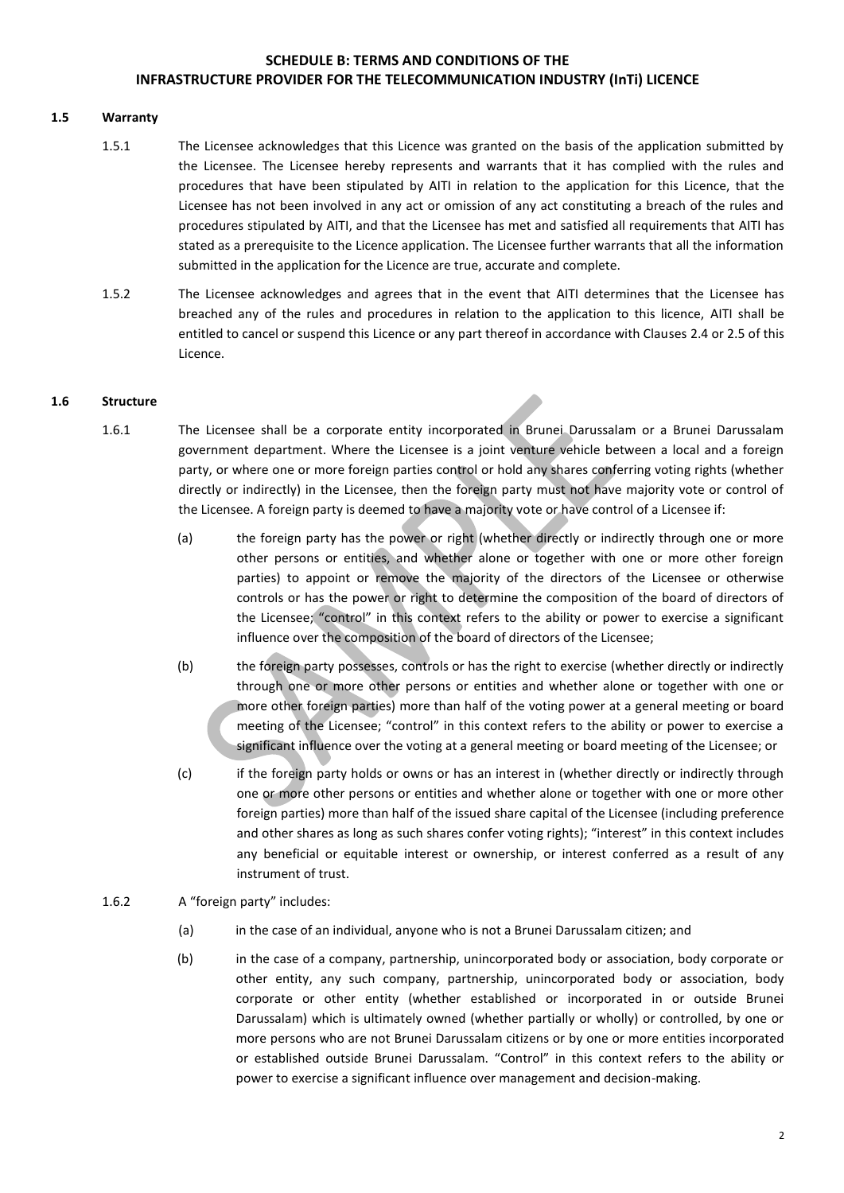# SCHEDULE B: TERMS AND CONDITIONS OF THE INFRASTRUCTURE PROVIDER FOR THE TELECOMMUNICATION INDUSTRY (InTi) LICENCE

## 1.5 Warranty

1.5.1 The Licensee acknowledges that this Licence was granted on the basis of the application submitted by the Licensee. The Licensee hereby represents and warrants that it has complied with the rules and procedures that have been stipulated by AITI in relation to the application for this Licence, that the Licensee has not been involved in any act or omission of any act constituting a breach of the rules and procedures stipulated by AITI, and that the Licensee has met and satisfied all requirements that AITI has stated as a prerequisite to the Licence application. The Licensee further warrants that all the information submitted in the application for the Licence are true, accurate and complete.

1.5.2 The Licensee acknowledges and agrees that in the event that AITI determines that the Licensee has breached any of the rules and procedures in relation to the application to this licence, AITI shall be entitled to cancel or suspend this Licence or any part thereof in accordance with Clauses 2.4 or 2.5 of this Licence.

## 1.6 Structure

1.6.1 The Licensee shall be a corporate entity incorporated in Brunei Darussalam or a Brunei Darussalam government department. Where the Licensee is a joint venture vehicle between a local and a foreign party, or where one or more foreign parties control or hold any shares conferring voting rights (whether directly or indirectly) in the Licensee, then the foreign party must not have majority vote or control of the Licensee. A foreign party is deemed to have a majority vote or have control of a Licensee if:

(a) the foreign party has the power or right (whether directly or indirectly through one or more other persons or entities, and whether alone or together with one or more other foreign parties) to appoint or remove the majority of the directors of the Licensee or otherwise controls or has the power or right to determine the composition of the board of directors of the Licensee; "control" in this context refers to the ability or power to exercise a significant influence over the composition of the board of directors of the Licensee;

(b) the foreign party possesses, controls or has the right to exercise (whether directly or indirectly through one or more other persons or entities and whether alone or together with one or more other foreign parties) more than half of the voting power at a general meeting or board meeting of the Licensee; "control" in this context refers to the ability or power to exercise a significant influence over the voting at a general meeting or board meeting of the Licensee; or

(c) if the foreign party holds or owns or has an interest in (whether directly or indirectly through one or more other persons or entities and whether alone or together with one or more other foreign parties) more than half of the issued share capital of the Licensee (including preference and other shares as long as such shares confer voting rights); "interest" in this context includes any beneficial or equitable interest or ownership, or interest conferred as a result of any instrument of trust.

1.6.2 A "foreign party" includes:

(a) in the case of an individual, anyone who is not a Brunei Darussalam citizen; and

(b) in the case of a company, partnership, unincorporated body or association, body corporate or other entity, any such company, partnership, unincorporated body or association, body corporate or other entity (whether established or incorporated in or outside Brunei Darussalam) which is ultimately owned (whether partially or wholly) or controlled, by one or more persons who are not Brunei Darussalam citizens or by one or more entities incorporated or established outside Brunei Darussalam. "Control" in this context refers to the ability or power to exercise a significant influence over management and decision-making.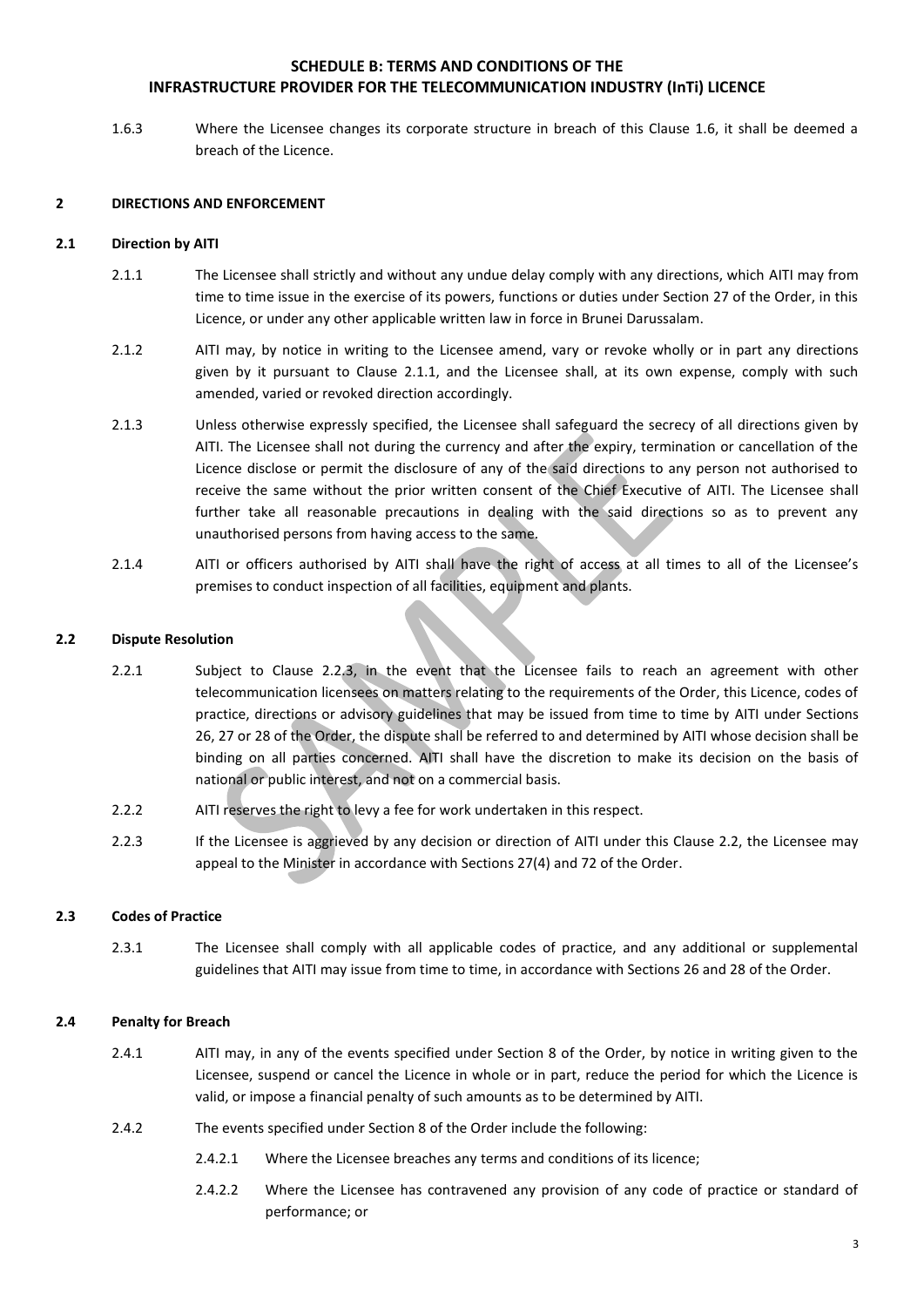1.6.3 Where the Licensee changes its corporate structure in breach of this Clause 1.6, it shall be deemed a breach of the Licence.

## 2 DIRECTIONS AND ENFORCEMENT

### 2.1 Direction by AITI

2.1.1 The Licensee shall strictly and without any undue delay comply with any directions, which AITI may from time to time issue in the exercise of its powers, functions or duties under Section 27 of the Order, in this Licence, or under any other applicable written law in force in Brunei Darussalam.

2.1.2 AITI may, by notice in writing to the Licensee amend, vary or revoke wholly or in part any directions given by it pursuant to Clause 2.1.1, and the Licensee shall, at its own expense, comply with such amended, varied or revoked direction accordingly.

2.1.3 Unless otherwise expressly specified, the Licensee shall safeguard the secrecy of all directions given by AITI. The Licensee shall not during the currency and after the expiry, termination or cancellation of the Licence disclose or permit the disclosure of any of the said directions to any person not authorised to receive the same without the prior written consent of the Chief Executive of AITI. The Licensee shall further take all reasonable precautions in dealing with the said directions so as to prevent any unauthorised persons from having access to the same.

2.1.4 AITI or officers authorised by AITI shall have the right of access at all times to all of the Licensee's premises to conduct inspection of all facilities, equipment and plants.

### 2.2 Dispute Resolution

2.2.1 Subject to Clause 2.2.3, in the event that the Licensee fails to reach an agreement with other telecommunication licensees on matters relating to the requirements of the Order, this Licence, codes of practice, directions or advisory guidelines that may be issued from time to time by AITI under Sections 26, 27 or 28 of the Order, the dispute shall be referred to and determined by AITI whose decision shall be binding on all parties concerned. AITI shall have the discretion to make its decision on the basis of national or public interest, and not on a commercial basis.

2.2.2 AITI reserves the right to levy a fee for work undertaken in this respect.

2.2.3 If the Licensee is aggrieved by any decision or direction of AITI under this Clause 2.2, the Licensee may appeal to the Minister in accordance with Sections 27(4) and 72 of the Order.

### 2.3 Codes of Practice

2.3.1 The Licensee shall comply with all applicable codes of practice, and any additional or supplemental guidelines that AITI may issue from time to time, in accordance with Sections 26 and 28 of the Order.

### 2.4 Penalty for Breach

2.4.1 AITI may, in any of the events specified under Section 8 of the Order, by notice in writing given to the Licensee, suspend or cancel the Licence in whole or in part, reduce the period for which the Licence is valid, or impose a financial penalty of such amounts as to be determined by AITI.

2.4.2 The events specified under Section 8 of the Order include the following:

2.4.2.1 Where the Licensee breaches any terms and conditions of its licence;

2.4.2.2 Where the Licensee has contravened any provision of any code of practice or standard of performance; or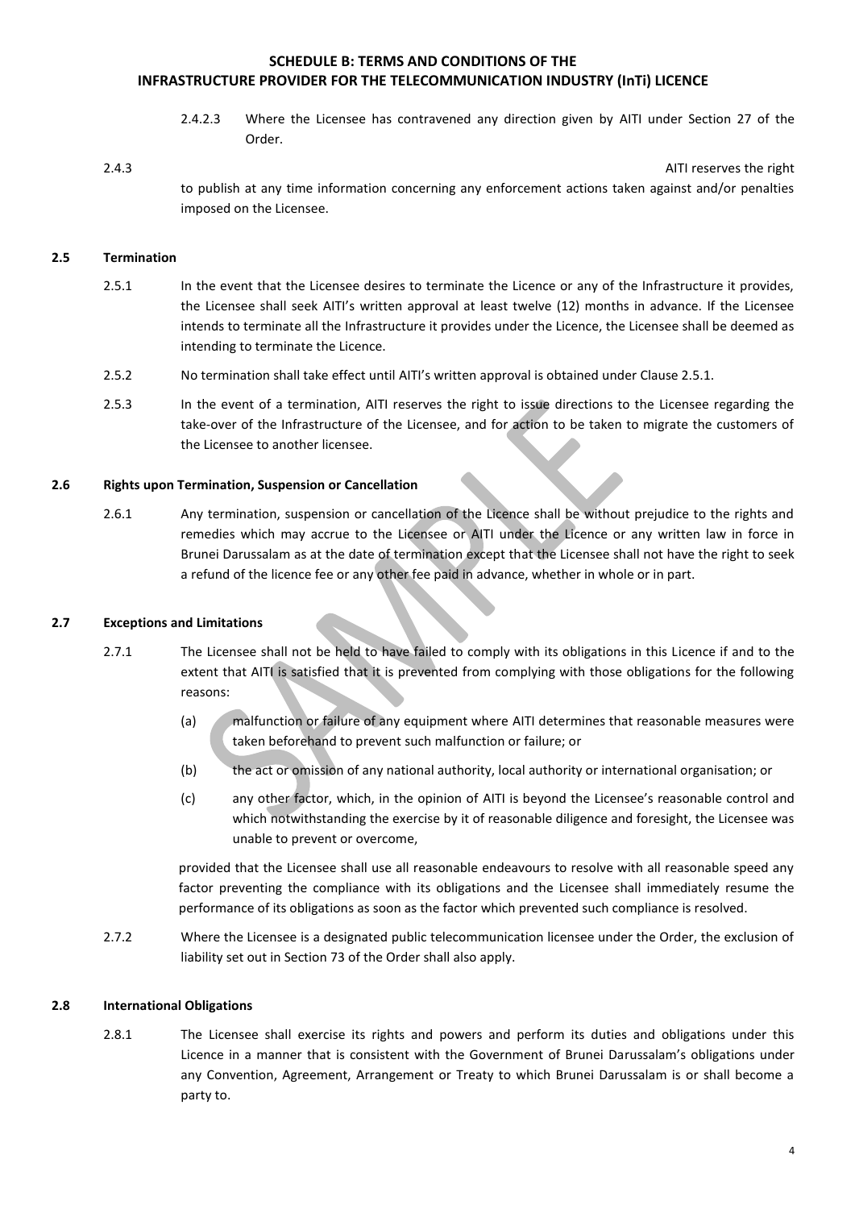2.4.2.3 Where the Licensee has contravened any direction given by AITI under Section 27 of the Order.

2.4.3 AITI reserves the right to publish at any time information concerning any enforcement actions taken against and/or penalties imposed on the Licensee.

### 2.5 Termination

2.5.1 In the event that the Licensee desires to terminate the Licence or any of the Infrastructure it provides, the Licensee shall seek AITI's written approval at least twelve (12) months in advance. If the Licensee intends to terminate all the Infrastructure it provides under the Licence, the Licensee shall be deemed as intending to terminate the Licence.

2.5.2 No termination shall take effect until AITI's written approval is obtained under Clause 2.5.1.

2.5.3 In the event of a termination, AITI reserves the right to issue directions to the Licensee regarding the take-over of the Infrastructure of the Licensee, and for action to be taken to migrate the customers of the Licensee to another licensee.

### 2.6 Rights upon Termination, Suspension or Cancellation

2.6.1 Any termination, suspension or cancellation of the Licence shall be without prejudice to the rights and remedies which may accrue to the Licensee or AITI under the Licence or any written law in force in Brunei Darussalam as at the date of termination except that the Licensee shall not have the right to seek a refund of the licence fee or any other fee paid in advance, whether in whole or in part.

### 2.7 Exceptions and Limitations

2.7.1 The Licensee shall not be held to have failed to comply with its obligations in this Licence if and to the extent that AITI is satisfied that it is prevented from complying with those obligations for the following reasons:

(a) malfunction or failure of any equipment where AITI determines that reasonable measures were taken beforehand to prevent such malfunction or failure; or

(b) the act or omission of any national authority, local authority or international organisation; or

(c) any other factor, which, in the opinion of AITI is beyond the Licensee's reasonable control and which notwithstanding the exercise by it of reasonable diligence and foresight, the Licensee was unable to prevent or overcome,

provided that the Licensee shall use all reasonable endeavours to resolve with all reasonable speed any factor preventing the compliance with its obligations and the Licensee shall immediately resume the performance of its obligations as soon as the factor which prevented such compliance is resolved.

2.7.2 Where the Licensee is a designated public telecommunication licensee under the Order, the exclusion of liability set out in Section 73 of the Order shall also apply.

### 2.8 International Obligations

2.8.1 The Licensee shall exercise its rights and powers and perform its duties and obligations under this Licence in a manner that is consistent with the Government of Brunei Darussalam's obligations under any Convention, Agreement, Arrangement or Treaty to which Brunei Darussalam is or shall become a party to.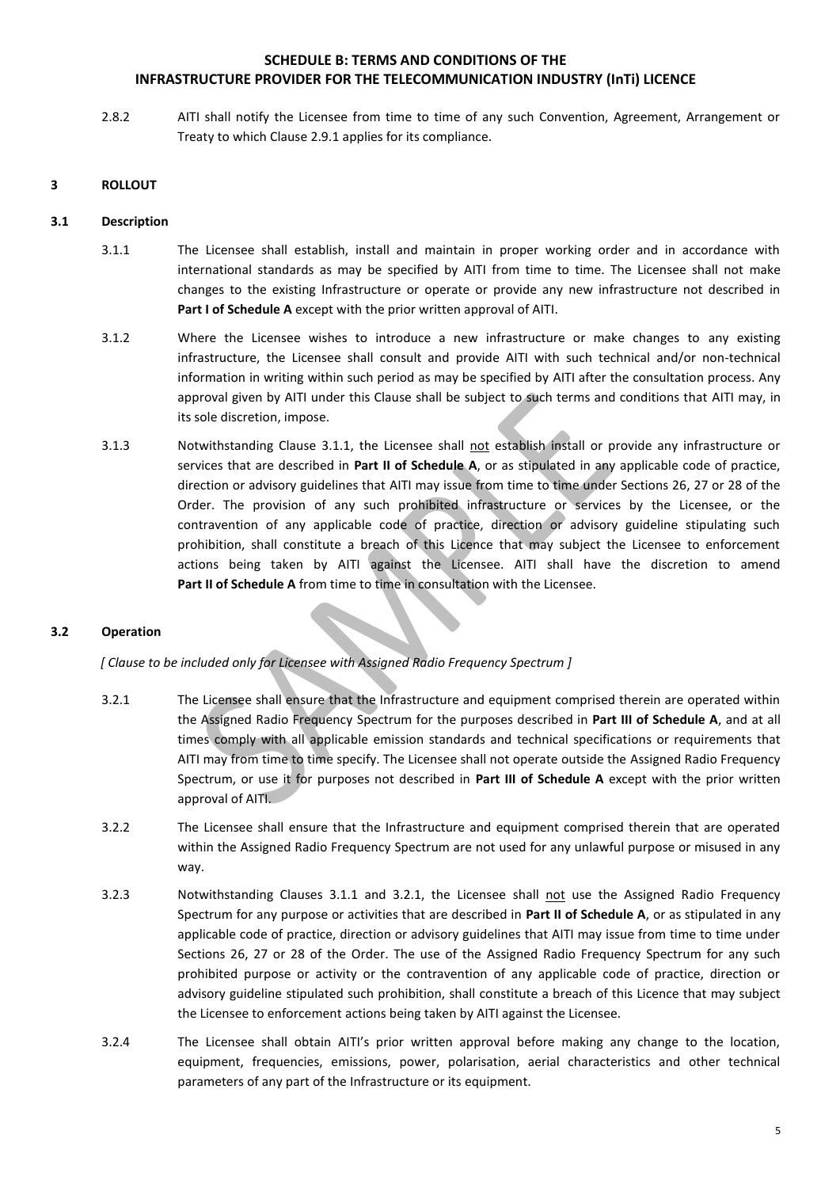2.8.2 AITI shall notify the Licensee from time to time of any such Convention, Agreement, Arrangement or Treaty to which Clause 2.9.1 applies for its compliance.

## 3 ROLLOUT

### 3.1 Description

3.1.1 The Licensee shall establish, install and maintain in proper working order and in accordance with international standards as may be specified by AITI from time to time. The Licensee shall not make changes to the existing Infrastructure or operate or provide any new infrastructure not described in **Part I of Schedule A** except with the prior written approval of AITI.

3.1.2 Where the Licensee wishes to introduce a new infrastructure or make changes to any existing infrastructure, the Licensee shall consult and provide AITI with such technical and/or non-technical information in writing within such period as may be specified by AITI after the consultation process. Any approval given by AITI under this Clause shall be subject to such terms and conditions that AITI may, in its sole discretion, impose.

3.1.3 Notwithstanding Clause 3.1.1, the Licensee shall <u>not</u> establish install or provide any infrastructure or services that are described in **Part II of Schedule A**, or as stipulated in any applicable code of practice, direction or advisory guidelines that AITI may issue from time to time under Sections 26, 27 or 28 of the Order. The provision of any such prohibited infrastructure or services by the Licensee, or the contravention of any applicable code of practice, direction or advisory guideline stipulating such prohibition, shall constitute a breach of this Licence that may subject the Licensee to enforcement actions being taken by AITI against the Licensee. AITI shall have the discretion to amend **Part II of Schedule A** from time to time in consultation with the Licensee.

### 3.2 Operation

*[ Clause to be included only for Licensee with Assigned Radio Frequency Spectrum ]*

3.2.1 The Licensee shall ensure that the Infrastructure and equipment comprised therein are operated within the Assigned Radio Frequency Spectrum for the purposes described in **Part III of Schedule A**, and at all times comply with all applicable emission standards and technical specifications or requirements that AITI may from time to time specify. The Licensee shall not operate outside the Assigned Radio Frequency Spectrum, or use it for purposes not described in **Part III of Schedule A** except with the prior written approval of AITI.

3.2.2 The Licensee shall ensure that the Infrastructure and equipment comprised therein that are operated within the Assigned Radio Frequency Spectrum are not used for any unlawful purpose or misused in any way.

3.2.3 Notwithstanding Clauses 3.1.1 and 3.2.1, the Licensee shall <u>not</u> use the Assigned Radio Frequency Spectrum for any purpose or activities that are described in **Part II of Schedule A**, or as stipulated in any applicable code of practice, direction or advisory guidelines that AITI may issue from time to time under Sections 26, 27 or 28 of the Order. The use of the Assigned Radio Frequency Spectrum for any such prohibited purpose or activity or the contravention of any applicable code of practice, direction or advisory guideline stipulated such prohibition, shall constitute a breach of this Licence that may subject the Licensee to enforcement actions being taken by AITI against the Licensee.

3.2.4 The Licensee shall obtain AITI's prior written approval before making any change to the location, equipment, frequencies, emissions, power, polarisation, aerial characteristics and other technical parameters of any part of the Infrastructure or its equipment.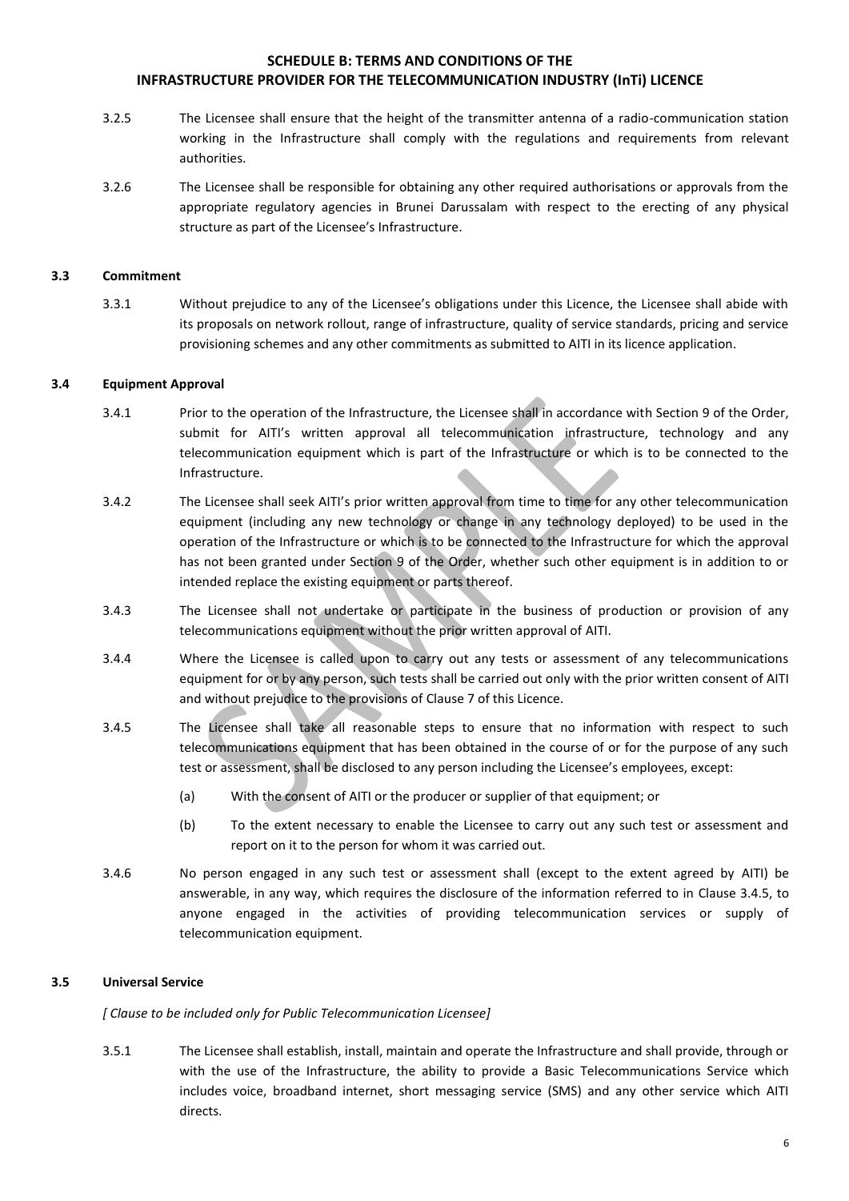- 3.2.5 The Licensee shall ensure that the height of the transmitter antenna of a radio-communication station working in the Infrastructure shall comply with the regulations and requirements from relevant authorities.
- 3.2.6 The Licensee shall be responsible for obtaining any other required authorisations or approvals from the appropriate regulatory agencies in Brunei Darussalam with respect to the erecting of any physical structure as part of the Licensee's Infrastructure.

### 3.3 Commitment

- 3.3.1 Without prejudice to any of the Licensee's obligations under this Licence, the Licensee shall abide with its proposals on network rollout, range of infrastructure, quality of service standards, pricing and service provisioning schemes and any other commitments as submitted to AITI in its licence application.

### 3.4 Equipment Approval

- 3.4.1 Prior to the operation of the Infrastructure, the Licensee shall in accordance with Section 9 of the Order, submit for AITI's written approval all telecommunication infrastructure, technology and any telecommunication equipment which is part of the Infrastructure or which is to be connected to the Infrastructure.
- 3.4.2 The Licensee shall seek AITI's prior written approval from time to time for any other telecommunication equipment (including any new technology or change in any technology deployed) to be used in the operation of the Infrastructure or which is to be connected to the Infrastructure for which the approval has not been granted under Section 9 of the Order, whether such other equipment is in addition to or intended replace the existing equipment or parts thereof.
- 3.4.3 The Licensee shall not undertake or participate in the business of production or provision of any telecommunications equipment without the prior written approval of AITI.
- 3.4.4 Where the Licensee is called upon to carry out any tests or assessment of any telecommunications equipment for or by any person, such tests shall be carried out only with the prior written consent of AITI and without prejudice to the provisions of Clause 7 of this Licence.
- 3.4.5 The Licensee shall take all reasonable steps to ensure that no information with respect to such telecommunications equipment that has been obtained in the course of or for the purpose of any such test or assessment, shall be disclosed to any person including the Licensee's employees, except:
  - (a) With the consent of AITI or the producer or supplier of that equipment; or
  - (b) To the extent necessary to enable the Licensee to carry out any such test or assessment and report on it to the person for whom it was carried out.
- 3.4.6 No person engaged in any such test or assessment shall (except to the extent agreed by AITI) be answerable, in any way, which requires the disclosure of the information referred to in Clause 3.4.5, to anyone engaged in the activities of providing telecommunication services or supply of telecommunication equipment.

### 3.5 Universal Service

*[ Clause to be included only for Public Telecommunication Licensee]*

- 3.5.1 The Licensee shall establish, install, maintain and operate the Infrastructure and shall provide, through or with the use of the Infrastructure, the ability to provide a Basic Telecommunications Service which includes voice, broadband internet, short messaging service (SMS) and any other service which AITI directs.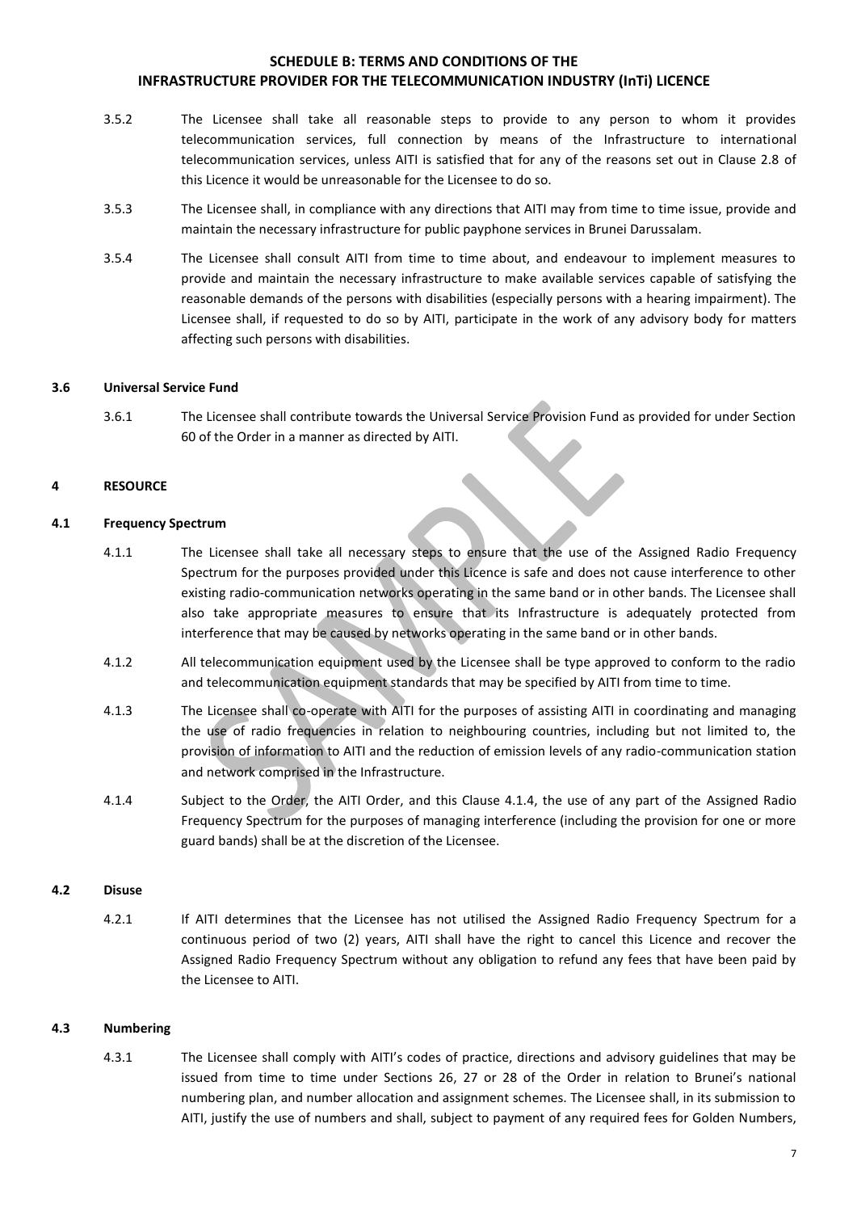3.5.2 The Licensee shall take all reasonable steps to provide to any person to whom it provides telecommunication services, full connection by means of the Infrastructure to international telecommunication services, unless AITI is satisfied that for any of the reasons set out in Clause 2.8 of this Licence it would be unreasonable for the Licensee to do so.

3.5.3 The Licensee shall, in compliance with any directions that AITI may from time to time issue, provide and maintain the necessary infrastructure for public payphone services in Brunei Darussalam.

3.5.4 The Licensee shall consult AITI from time to time about, and endeavour to implement measures to provide and maintain the necessary infrastructure to make available services capable of satisfying the reasonable demands of the persons with disabilities (especially persons with a hearing impairment). The Licensee shall, if requested to do so by AITI, participate in the work of any advisory body for matters affecting such persons with disabilities.

### 3.6 Universal Service Fund

3.6.1 The Licensee shall contribute towards the Universal Service Provision Fund as provided for under Section 60 of the Order in a manner as directed by AITI.

## 4 RESOURCE

### 4.1 Frequency Spectrum

4.1.1 The Licensee shall take all necessary steps to ensure that the use of the Assigned Radio Frequency Spectrum for the purposes provided under this Licence is safe and does not cause interference to other existing radio-communication networks operating in the same band or in other bands. The Licensee shall also take appropriate measures to ensure that its Infrastructure is adequately protected from interference that may be caused by networks operating in the same band or in other bands.

4.1.2 All telecommunication equipment used by the Licensee shall be type approved to conform to the radio and telecommunication equipment standards that may be specified by AITI from time to time.

4.1.3 The Licensee shall co-operate with AITI for the purposes of assisting AITI in coordinating and managing the use of radio frequencies in relation to neighbouring countries, including but not limited to, the provision of information to AITI and the reduction of emission levels of any radio-communication station and network comprised in the Infrastructure.

4.1.4 Subject to the Order, the AITI Order, and this Clause 4.1.4, the use of any part of the Assigned Radio Frequency Spectrum for the purposes of managing interference (including the provision for one or more guard bands) shall be at the discretion of the Licensee.

### 4.2 Disuse

4.2.1 If AITI determines that the Licensee has not utilised the Assigned Radio Frequency Spectrum for a continuous period of two (2) years, AITI shall have the right to cancel this Licence and recover the Assigned Radio Frequency Spectrum without any obligation to refund any fees that have been paid by the Licensee to AITI.

### 4.3 Numbering

4.3.1 The Licensee shall comply with AITI's codes of practice, directions and advisory guidelines that may be issued from time to time under Sections 26, 27 or 28 of the Order in relation to Brunei's national numbering plan, and number allocation and assignment schemes. The Licensee shall, in its submission to AITI, justify the use of numbers and shall, subject to payment of any required fees for Golden Numbers,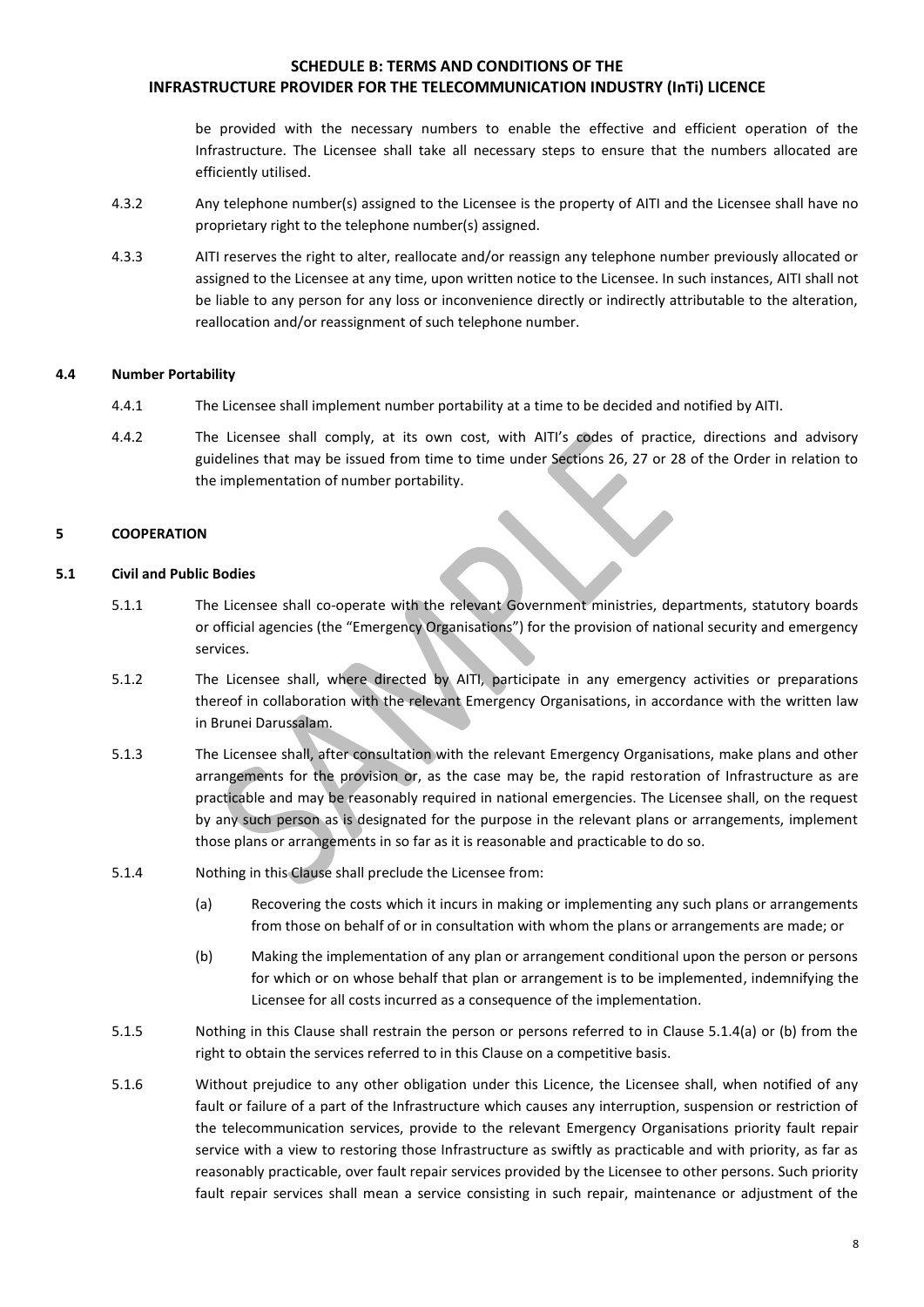be provided with the necessary numbers to enable the effective and efficient operation of the Infrastructure. The Licensee shall take all necessary steps to ensure that the numbers allocated are efficiently utilised.

4.3.2 Any telephone number(s) assigned to the Licensee is the property of AITI and the Licensee shall have no proprietary right to the telephone number(s) assigned.

4.3.3 AITI reserves the right to alter, reallocate and/or reassign any telephone number previously allocated or assigned to the Licensee at any time, upon written notice to the Licensee. In such instances, AITI shall not be liable to any person for any loss or inconvenience directly or indirectly attributable to the alteration, reallocation and/or reassignment of such telephone number.

### 4.4 Number Portability

4.4.1 The Licensee shall implement number portability at a time to be decided and notified by AITI.

4.4.2 The Licensee shall comply, at its own cost, with AITI's codes of practice, directions and advisory guidelines that may be issued from time to time under Sections 26, 27 or 28 of the Order in relation to the implementation of number portability.

## 5 COOPERATION

### 5.1 Civil and Public Bodies

5.1.1 The Licensee shall co-operate with the relevant Government ministries, departments, statutory boards or official agencies (the "Emergency Organisations") for the provision of national security and emergency services.

5.1.2 The Licensee shall, where directed by AITI, participate in any emergency activities or preparations thereof in collaboration with the relevant Emergency Organisations, in accordance with the written law in Brunei Darussalam.

5.1.3 The Licensee shall, after consultation with the relevant Emergency Organisations, make plans and other arrangements for the provision or, as the case may be, the rapid restoration of Infrastructure as are practicable and may be reasonably required in national emergencies. The Licensee shall, on the request by any such person as is designated for the purpose in the relevant plans or arrangements, implement those plans or arrangements in so far as it is reasonable and practicable to do so.

5.1.4 Nothing in this Clause shall preclude the Licensee from:

(a) Recovering the costs which it incurs in making or implementing any such plans or arrangements from those on behalf of or in consultation with whom the plans or arrangements are made; or

(b) Making the implementation of any plan or arrangement conditional upon the person or persons for which or on whose behalf that plan or arrangement is to be implemented, indemnifying the Licensee for all costs incurred as a consequence of the implementation.

5.1.5 Nothing in this Clause shall restrain the person or persons referred to in Clause 5.1.4(a) or (b) from the right to obtain the services referred to in this Clause on a competitive basis.

5.1.6 Without prejudice to any other obligation under this Licence, the Licensee shall, when notified of any fault or failure of a part of the Infrastructure which causes any interruption, suspension or restriction of the telecommunication services, provide to the relevant Emergency Organisations priority fault repair service with a view to restoring those Infrastructure as swiftly as practicable and with priority, as far as reasonably practicable, over fault repair services provided by the Licensee to other persons. Such priority fault repair services shall mean a service consisting in such repair, maintenance or adjustment of the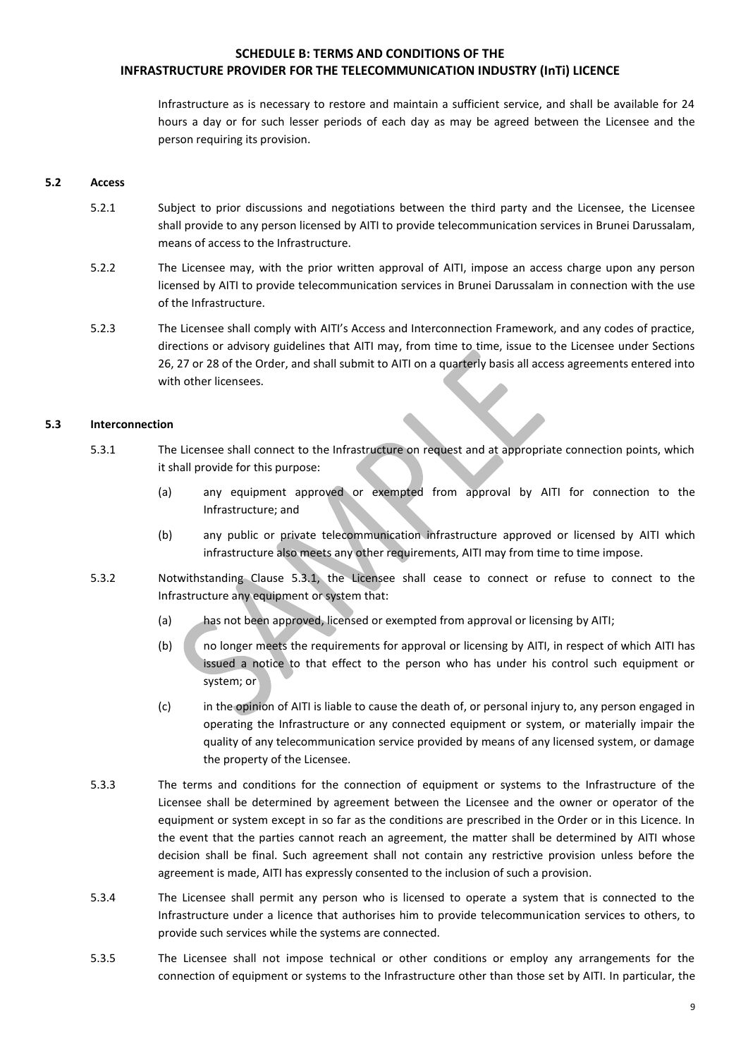Infrastructure as is necessary to restore and maintain a sufficient service, and shall be available for 24 hours a day or for such lesser periods of each day as may be agreed between the Licensee and the person requiring its provision.

**5.2 Access**

5.2.1 Subject to prior discussions and negotiations between the third party and the Licensee, the Licensee shall provide to any person licensed by AITI to provide telecommunication services in Brunei Darussalam, means of access to the Infrastructure.

5.2.2 The Licensee may, with the prior written approval of AITI, impose an access charge upon any person licensed by AITI to provide telecommunication services in Brunei Darussalam in connection with the use of the Infrastructure.

5.2.3 The Licensee shall comply with AITI's Access and Interconnection Framework, and any codes of practice, directions or advisory guidelines that AITI may, from time to time, issue to the Licensee under Sections 26, 27 or 28 of the Order, and shall submit to AITI on a quarterly basis all access agreements entered into with other licensees.

**5.3 Interconnection**

5.3.1 The Licensee shall connect to the Infrastructure on request and at appropriate connection points, which it shall provide for this purpose:

(a) any equipment approved or exempted from approval by AITI for connection to the Infrastructure; and

(b) any public or private telecommunication infrastructure approved or licensed by AITI which infrastructure also meets any other requirements, AITI may from time to time impose.

5.3.2 Notwithstanding Clause 5.3.1, the Licensee shall cease to connect or refuse to connect to the Infrastructure any equipment or system that:

(a) has not been approved, licensed or exempted from approval or licensing by AITI;

(b) no longer meets the requirements for approval or licensing by AITI, in respect of which AITI has issued a notice to that effect to the person who has under his control such equipment or system; or

(c) in the opinion of AITI is liable to cause the death of, or personal injury to, any person engaged in operating the Infrastructure or any connected equipment or system, or materially impair the quality of any telecommunication service provided by means of any licensed system, or damage the property of the Licensee.

5.3.3 The terms and conditions for the connection of equipment or systems to the Infrastructure of the Licensee shall be determined by agreement between the Licensee and the owner or operator of the equipment or system except in so far as the conditions are prescribed in the Order or in this Licence. In the event that the parties cannot reach an agreement, the matter shall be determined by AITI whose decision shall be final. Such agreement shall not contain any restrictive provision unless before the agreement is made, AITI has expressly consented to the inclusion of such a provision.

5.3.4 The Licensee shall permit any person who is licensed to operate a system that is connected to the Infrastructure under a licence that authorises him to provide telecommunication services to others, to provide such services while the systems are connected.

5.3.5 The Licensee shall not impose technical or other conditions or employ any arrangements for the connection of equipment or systems to the Infrastructure other than those set by AITI. In particular, the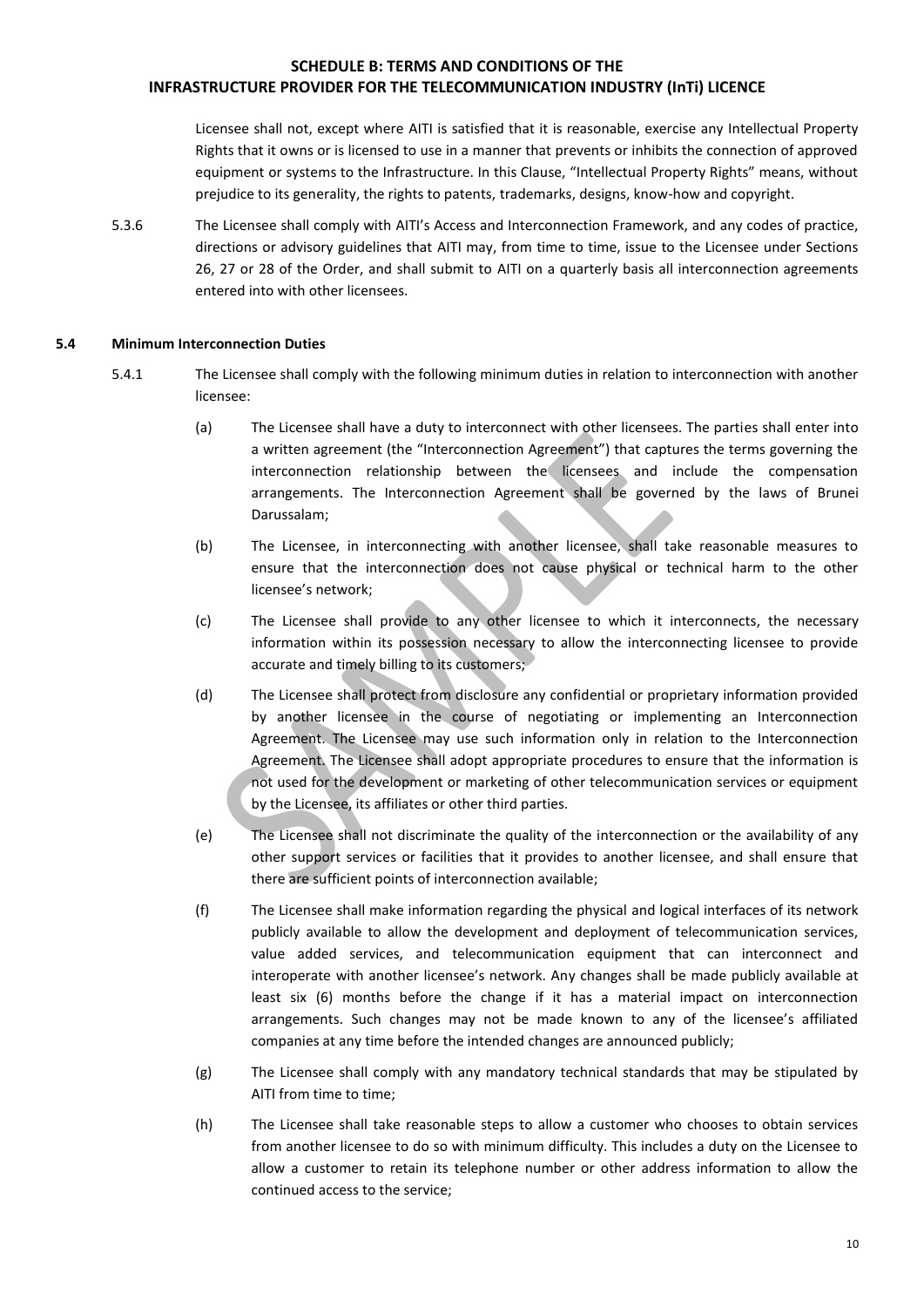Licensee shall not, except where AITI is satisfied that it is reasonable, exercise any Intellectual Property Rights that it owns or is licensed to use in a manner that prevents or inhibits the connection of approved equipment or systems to the Infrastructure. In this Clause, "Intellectual Property Rights" means, without prejudice to its generality, the rights to patents, trademarks, designs, know-how and copyright.

5.3.6 The Licensee shall comply with AITI's Access and Interconnection Framework, and any codes of practice, directions or advisory guidelines that AITI may, from time to time, issue to the Licensee under Sections 26, 27 or 28 of the Order, and shall submit to AITI on a quarterly basis all interconnection agreements entered into with other licensees.

### 5.4 Minimum Interconnection Duties

5.4.1 The Licensee shall comply with the following minimum duties in relation to interconnection with another licensee:

(a) The Licensee shall have a duty to interconnect with other licensees. The parties shall enter into a written agreement (the "Interconnection Agreement") that captures the terms governing the interconnection relationship between the licensees and include the compensation arrangements. The Interconnection Agreement shall be governed by the laws of Brunei Darussalam;

(b) The Licensee, in interconnecting with another licensee, shall take reasonable measures to ensure that the interconnection does not cause physical or technical harm to the other licensee's network;

(c) The Licensee shall provide to any other licensee to which it interconnects, the necessary information within its possession necessary to allow the interconnecting licensee to provide accurate and timely billing to its customers;

(d) The Licensee shall protect from disclosure any confidential or proprietary information provided by another licensee in the course of negotiating or implementing an Interconnection Agreement. The Licensee may use such information only in relation to the Interconnection Agreement. The Licensee shall adopt appropriate procedures to ensure that the information is not used for the development or marketing of other telecommunication services or equipment by the Licensee, its affiliates or other third parties.

(e) The Licensee shall not discriminate the quality of the interconnection or the availability of any other support services or facilities that it provides to another licensee, and shall ensure that there are sufficient points of interconnection available;

(f) The Licensee shall make information regarding the physical and logical interfaces of its network publicly available to allow the development and deployment of telecommunication services, value added services, and telecommunication equipment that can interconnect and interoperate with another licensee's network. Any changes shall be made publicly available at least six (6) months before the change if it has a material impact on interconnection arrangements. Such changes may not be made known to any of the licensee's affiliated companies at any time before the intended changes are announced publicly;

(g) The Licensee shall comply with any mandatory technical standards that may be stipulated by AITI from time to time;

(h) The Licensee shall take reasonable steps to allow a customer who chooses to obtain services from another licensee to do so with minimum difficulty. This includes a duty on the Licensee to allow a customer to retain its telephone number or other address information to allow the continued access to the service;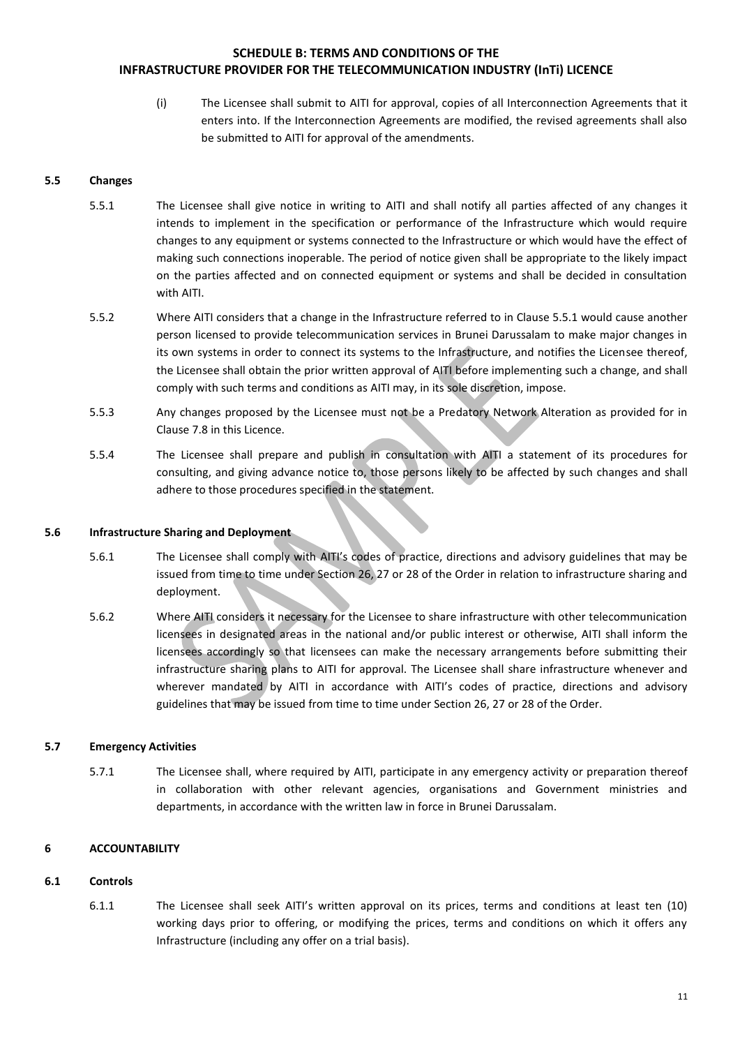(i) The Licensee shall submit to AITI for approval, copies of all Interconnection Agreements that it enters into. If the Interconnection Agreements are modified, the revised agreements shall also be submitted to AITI for approval of the amendments.

### 5.5 Changes

5.5.1 The Licensee shall give notice in writing to AITI and shall notify all parties affected of any changes it intends to implement in the specification or performance of the Infrastructure which would require changes to any equipment or systems connected to the Infrastructure or which would have the effect of making such connections inoperable. The period of notice given shall be appropriate to the likely impact on the parties affected and on connected equipment or systems and shall be decided in consultation with AITI.

5.5.2 Where AITI considers that a change in the Infrastructure referred to in Clause 5.5.1 would cause another person licensed to provide telecommunication services in Brunei Darussalam to make major changes in its own systems in order to connect its systems to the Infrastructure, and notifies the Licensee thereof, the Licensee shall obtain the prior written approval of AITI before implementing such a change, and shall comply with such terms and conditions as AITI may, in its sole discretion, impose.

5.5.3 Any changes proposed by the Licensee must not be a Predatory Network Alteration as provided for in Clause 7.8 in this Licence.

5.5.4 The Licensee shall prepare and publish in consultation with AITI a statement of its procedures for consulting, and giving advance notice to, those persons likely to be affected by such changes and shall adhere to those procedures specified in the statement.

### 5.6 Infrastructure Sharing and Deployment

5.6.1 The Licensee shall comply with AITI's codes of practice, directions and advisory guidelines that may be issued from time to time under Section 26, 27 or 28 of the Order in relation to infrastructure sharing and deployment.

5.6.2 Where AITI considers it necessary for the Licensee to share infrastructure with other telecommunication licensees in designated areas in the national and/or public interest or otherwise, AITI shall inform the licensees accordingly so that licensees can make the necessary arrangements before submitting their infrastructure sharing plans to AITI for approval. The Licensee shall share infrastructure whenever and wherever mandated by AITI in accordance with AITI's codes of practice, directions and advisory guidelines that may be issued from time to time under Section 26, 27 or 28 of the Order.

### 5.7 Emergency Activities

5.7.1 The Licensee shall, where required by AITI, participate in any emergency activity or preparation thereof in collaboration with other relevant agencies, organisations and Government ministries and departments, in accordance with the written law in force in Brunei Darussalam.

## 6 ACCOUNTABILITY

### 6.1 Controls

6.1.1 The Licensee shall seek AITI's written approval on its prices, terms and conditions at least ten (10) working days prior to offering, or modifying the prices, terms and conditions on which it offers any Infrastructure (including any offer on a trial basis).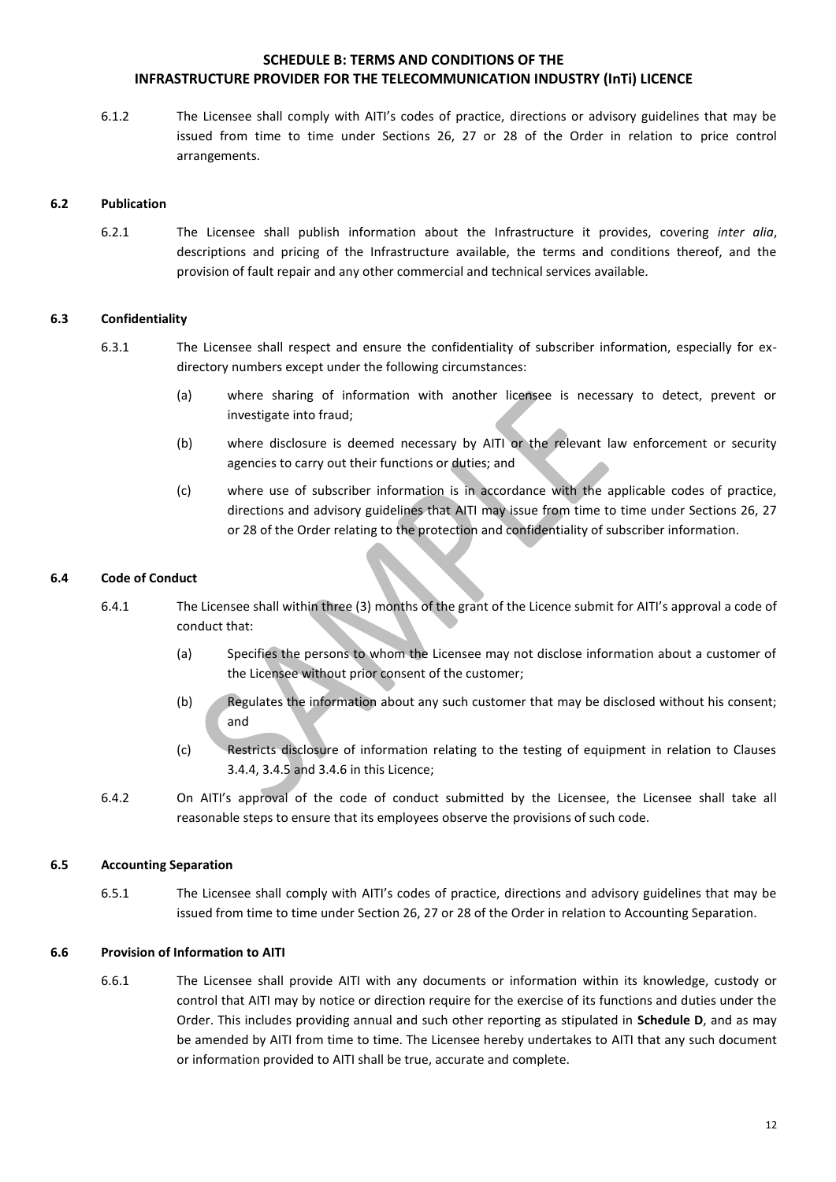6.1.2 The Licensee shall comply with AITI's codes of practice, directions or advisory guidelines that may be issued from time to time under Sections 26, 27 or 28 of the Order in relation to price control arrangements.

### 6.2 Publication

6.2.1 The Licensee shall publish information about the Infrastructure it provides, covering *inter alia*, descriptions and pricing of the Infrastructure available, the terms and conditions thereof, and the provision of fault repair and any other commercial and technical services available.

### 6.3 Confidentiality

6.3.1 The Licensee shall respect and ensure the confidentiality of subscriber information, especially for ex-directory numbers except under the following circumstances:

(a) where sharing of information with another licensee is necessary to detect, prevent or investigate into fraud;

(b) where disclosure is deemed necessary by AITI or the relevant law enforcement or security agencies to carry out their functions or duties; and

(c) where use of subscriber information is in accordance with the applicable codes of practice, directions and advisory guidelines that AITI may issue from time to time under Sections 26, 27 or 28 of the Order relating to the protection and confidentiality of subscriber information.

### 6.4 Code of Conduct

6.4.1 The Licensee shall within three (3) months of the grant of the Licence submit for AITI's approval a code of conduct that:

(a) Specifies the persons to whom the Licensee may not disclose information about a customer of the Licensee without prior consent of the customer;

(b) Regulates the information about any such customer that may be disclosed without his consent; and

(c) Restricts disclosure of information relating to the testing of equipment in relation to Clauses 3.4.4, 3.4.5 and 3.4.6 in this Licence;

6.4.2 On AITI's approval of the code of conduct submitted by the Licensee, the Licensee shall take all reasonable steps to ensure that its employees observe the provisions of such code.

### 6.5 Accounting Separation

6.5.1 The Licensee shall comply with AITI's codes of practice, directions and advisory guidelines that may be issued from time to time under Section 26, 27 or 28 of the Order in relation to Accounting Separation.

### 6.6 Provision of Information to AITI

6.6.1 The Licensee shall provide AITI with any documents or information within its knowledge, custody or control that AITI may by notice or direction require for the exercise of its functions and duties under the Order. This includes providing annual and such other reporting as stipulated in **Schedule D**, and as may be amended by AITI from time to time. The Licensee hereby undertakes to AITI that any such document or information provided to AITI shall be true, accurate and complete.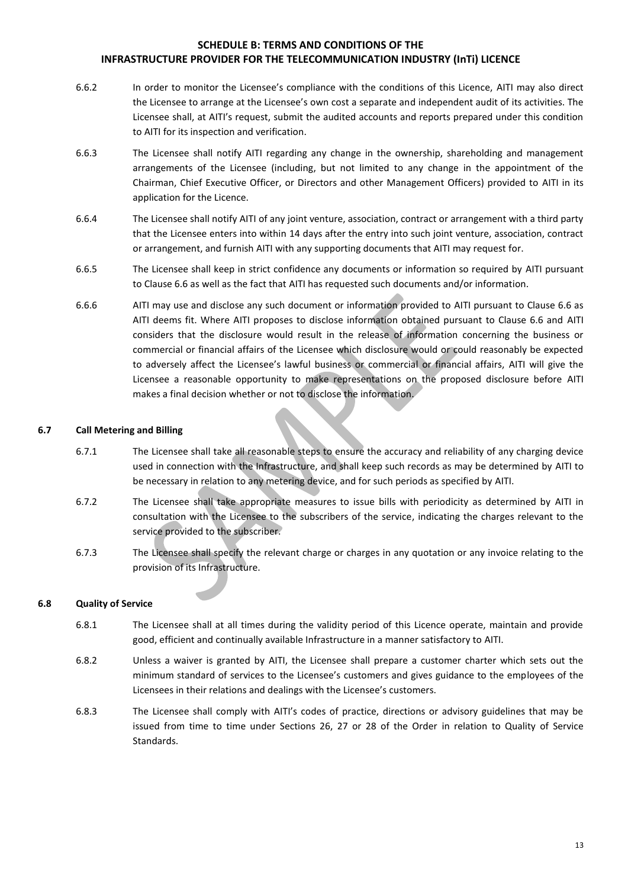6.6.2 In order to monitor the Licensee's compliance with the conditions of this Licence, AITI may also direct the Licensee to arrange at the Licensee's own cost a separate and independent audit of its activities. The Licensee shall, at AITI's request, submit the audited accounts and reports prepared under this condition to AITI for its inspection and verification.

6.6.3 The Licensee shall notify AITI regarding any change in the ownership, shareholding and management arrangements of the Licensee (including, but not limited to any change in the appointment of the Chairman, Chief Executive Officer, or Directors and other Management Officers) provided to AITI in its application for the Licence.

6.6.4 The Licensee shall notify AITI of any joint venture, association, contract or arrangement with a third party that the Licensee enters into within 14 days after the entry into such joint venture, association, contract or arrangement, and furnish AITI with any supporting documents that AITI may request for.

6.6.5 The Licensee shall keep in strict confidence any documents or information so required by AITI pursuant to Clause 6.6 as well as the fact that AITI has requested such documents and/or information.

6.6.6 AITI may use and disclose any such document or information provided to AITI pursuant to Clause 6.6 as AITI deems fit. Where AITI proposes to disclose information obtained pursuant to Clause 6.6 and AITI considers that the disclosure would result in the release of information concerning the business or commercial or financial affairs of the Licensee which disclosure would or could reasonably be expected to adversely affect the Licensee's lawful business or commercial or financial affairs, AITI will give the Licensee a reasonable opportunity to make representations on the proposed disclosure before AITI makes a final decision whether or not to disclose the information.

### 6.7 Call Metering and Billing

6.7.1 The Licensee shall take all reasonable steps to ensure the accuracy and reliability of any charging device used in connection with the Infrastructure, and shall keep such records as may be determined by AITI to be necessary in relation to any metering device, and for such periods as specified by AITI.

6.7.2 The Licensee shall take appropriate measures to issue bills with periodicity as determined by AITI in consultation with the Licensee to the subscribers of the service, indicating the charges relevant to the service provided to the subscriber.

6.7.3 The Licensee shall specify the relevant charge or charges in any quotation or any invoice relating to the provision of its Infrastructure.

### 6.8 Quality of Service

6.8.1 The Licensee shall at all times during the validity period of this Licence operate, maintain and provide good, efficient and continually available Infrastructure in a manner satisfactory to AITI.

6.8.2 Unless a waiver is granted by AITI, the Licensee shall prepare a customer charter which sets out the minimum standard of services to the Licensee's customers and gives guidance to the employees of the Licensees in their relations and dealings with the Licensee's customers.

6.8.3 The Licensee shall comply with AITI's codes of practice, directions or advisory guidelines that may be issued from time to time under Sections 26, 27 or 28 of the Order in relation to Quality of Service Standards.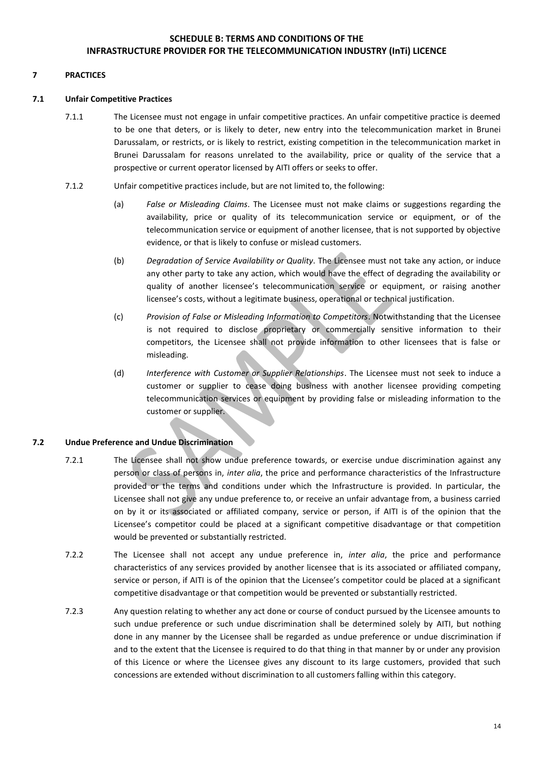**SCHEDULE B: TERMS AND CONDITIONS OF THE INFRASTRUCTURE PROVIDER FOR THE TELECOMMUNICATION INDUSTRY (InTi) LICENCE**

## 7 PRACTICES

### 7.1 Unfair Competitive Practices

7.1.1 The Licensee must not engage in unfair competitive practices. An unfair competitive practice is deemed to be one that deters, or is likely to deter, new entry into the telecommunication market in Brunei Darussalam, or restricts, or is likely to restrict, existing competition in the telecommunication market in Brunei Darussalam for reasons unrelated to the availability, price or quality of the service that a prospective or current operator licensed by AITI offers or seeks to offer.

7.1.2 Unfair competitive practices include, but are not limited to, the following:

(a) *False or Misleading Claims*. The Licensee must not make claims or suggestions regarding the availability, price or quality of its telecommunication service or equipment, or of the telecommunication service or equipment of another licensee, that is not supported by objective evidence, or that is likely to confuse or mislead customers.

(b) *Degradation of Service Availability or Quality*. The Licensee must not take any action, or induce any other party to take any action, which would have the effect of degrading the availability or quality of another licensee's telecommunication service or equipment, or raising another licensee's costs, without a legitimate business, operational or technical justification.

(c) *Provision of False or Misleading Information to Competitors*. Notwithstanding that the Licensee is not required to disclose proprietary or commercially sensitive information to their competitors, the Licensee shall not provide information to other licensees that is false or misleading.

(d) *Interference with Customer or Supplier Relationships*. The Licensee must not seek to induce a customer or supplier to cease doing business with another licensee providing competing telecommunication services or equipment by providing false or misleading information to the customer or supplier.

### 7.2 Undue Preference and Undue Discrimination

7.2.1 The Licensee shall not show undue preference towards, or exercise undue discrimination against any person or class of persons in, *inter alia*, the price and performance characteristics of the Infrastructure provided or the terms and conditions under which the Infrastructure is provided. In particular, the Licensee shall not give any undue preference to, or receive an unfair advantage from, a business carried on by it or its associated or affiliated company, service or person, if AITI is of the opinion that the Licensee's competitor could be placed at a significant competitive disadvantage or that competition would be prevented or substantially restricted.

7.2.2 The Licensee shall not accept any undue preference in, *inter alia*, the price and performance characteristics of any services provided by another licensee that is its associated or affiliated company, service or person, if AITI is of the opinion that the Licensee's competitor could be placed at a significant competitive disadvantage or that competition would be prevented or substantially restricted.

7.2.3 Any question relating to whether any act done or course of conduct pursued by the Licensee amounts to such undue preference or such undue discrimination shall be determined solely by AITI, but nothing done in any manner by the Licensee shall be regarded as undue preference or undue discrimination if and to the extent that the Licensee is required to do that thing in that manner by or under any provision of this Licence or where the Licensee gives any discount to its large customers, provided that such concessions are extended without discrimination to all customers falling within this category.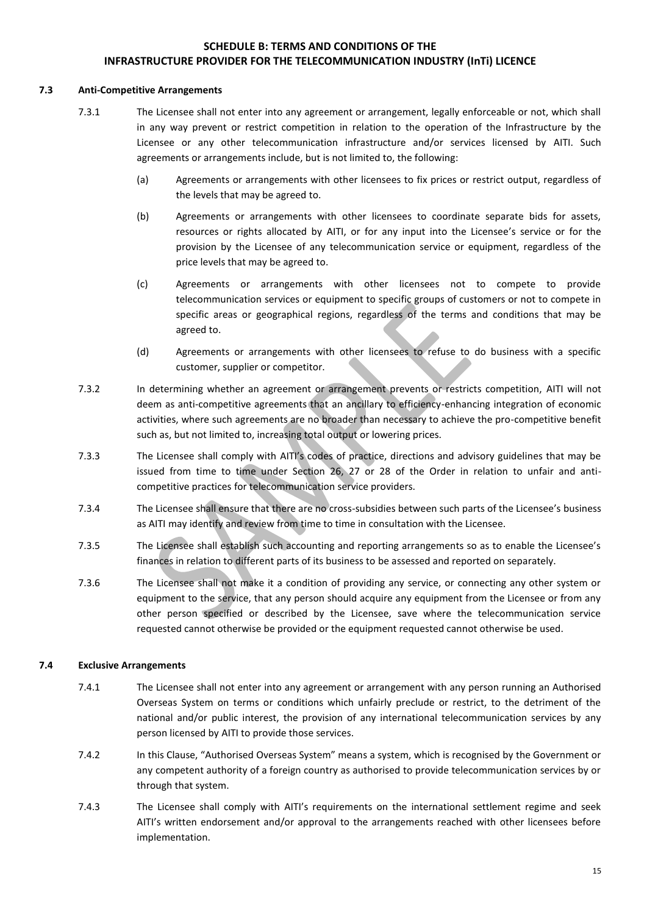**SCHEDULE B: TERMS AND CONDITIONS OF THE INFRASTRUCTURE PROVIDER FOR THE TELECOMMUNICATION INDUSTRY (InTi) LICENCE**

### 7.3 Anti-Competitive Arrangements

7.3.1 The Licensee shall not enter into any agreement or arrangement, legally enforceable or not, which shall in any way prevent or restrict competition in relation to the operation of the Infrastructure by the Licensee or any other telecommunication infrastructure and/or services licensed by AITI. Such agreements or arrangements include, but is not limited to, the following:

(a) Agreements or arrangements with other licensees to fix prices or restrict output, regardless of the levels that may be agreed to.

(b) Agreements or arrangements with other licensees to coordinate separate bids for assets, resources or rights allocated by AITI, or for any input into the Licensee's service or for the provision by the Licensee of any telecommunication service or equipment, regardless of the price levels that may be agreed to.

(c) Agreements or arrangements with other licensees not to compete to provide telecommunication services or equipment to specific groups of customers or not to compete in specific areas or geographical regions, regardless of the terms and conditions that may be agreed to.

(d) Agreements or arrangements with other licensees to refuse to do business with a specific customer, supplier or competitor.

7.3.2 In determining whether an agreement or arrangement prevents or restricts competition, AITI will not deem as anti-competitive agreements that an ancillary to efficiency-enhancing integration of economic activities, where such agreements are no broader than necessary to achieve the pro-competitive benefit such as, but not limited to, increasing total output or lowering prices.

7.3.3 The Licensee shall comply with AITI's codes of practice, directions and advisory guidelines that may be issued from time to time under Section 26, 27 or 28 of the Order in relation to unfair and anti-competitive practices for telecommunication service providers.

7.3.4 The Licensee shall ensure that there are no cross-subsidies between such parts of the Licensee's business as AITI may identify and review from time to time in consultation with the Licensee.

7.3.5 The Licensee shall establish such accounting and reporting arrangements so as to enable the Licensee's finances in relation to different parts of its business to be assessed and reported on separately.

7.3.6 The Licensee shall not make it a condition of providing any service, or connecting any other system or equipment to the service, that any person should acquire any equipment from the Licensee or from any other person specified or described by the Licensee, save where the telecommunication service requested cannot otherwise be provided or the equipment requested cannot otherwise be used.

### 7.4 Exclusive Arrangements

7.4.1 The Licensee shall not enter into any agreement or arrangement with any person running an Authorised Overseas System on terms or conditions which unfairly preclude or restrict, to the detriment of the national and/or public interest, the provision of any international telecommunication services by any person licensed by AITI to provide those services.

7.4.2 In this Clause, "Authorised Overseas System" means a system, which is recognised by the Government or any competent authority of a foreign country as authorised to provide telecommunication services by or through that system.

7.4.3 The Licensee shall comply with AITI's requirements on the international settlement regime and seek AITI's written endorsement and/or approval to the arrangements reached with other licensees before implementation.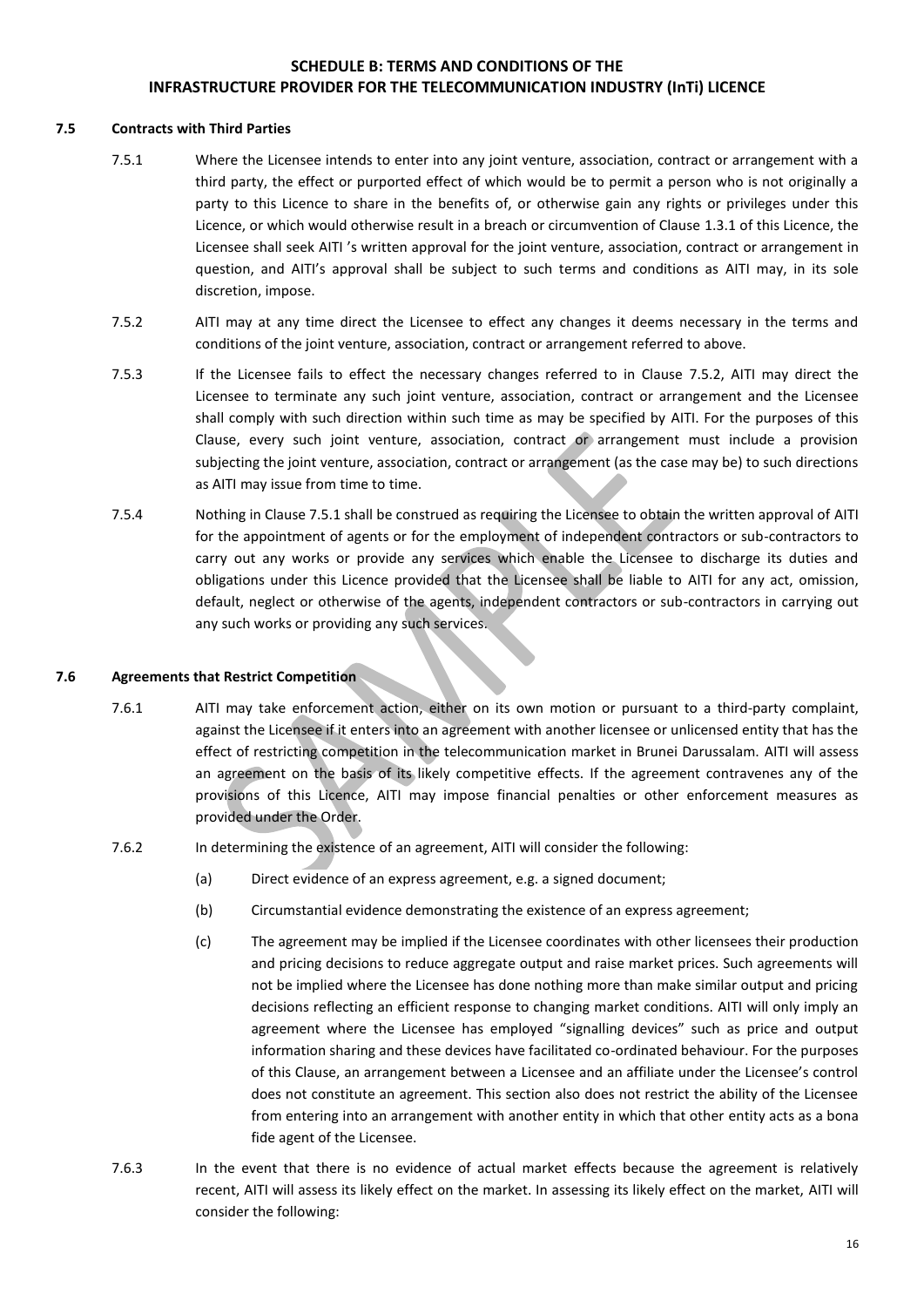**SCHEDULE B: TERMS AND CONDITIONS OF THE INFRASTRUCTURE PROVIDER FOR THE TELECOMMUNICATION INDUSTRY (InTi) LICENCE**

### 7.5 Contracts with Third Parties

7.5.1 Where the Licensee intends to enter into any joint venture, association, contract or arrangement with a third party, the effect or purported effect of which would be to permit a person who is not originally a party to this Licence to share in the benefits of, or otherwise gain any rights or privileges under this Licence, or which would otherwise result in a breach or circumvention of Clause 1.3.1 of this Licence, the Licensee shall seek AITI 's written approval for the joint venture, association, contract or arrangement in question, and AITI's approval shall be subject to such terms and conditions as AITI may, in its sole discretion, impose.

7.5.2 AITI may at any time direct the Licensee to effect any changes it deems necessary in the terms and conditions of the joint venture, association, contract or arrangement referred to above.

7.5.3 If the Licensee fails to effect the necessary changes referred to in Clause 7.5.2, AITI may direct the Licensee to terminate any such joint venture, association, contract or arrangement and the Licensee shall comply with such direction within such time as may be specified by AITI. For the purposes of this Clause, every such joint venture, association, contract or arrangement must include a provision subjecting the joint venture, association, contract or arrangement (as the case may be) to such directions as AITI may issue from time to time.

7.5.4 Nothing in Clause 7.5.1 shall be construed as requiring the Licensee to obtain the written approval of AITI for the appointment of agents or for the employment of independent contractors or sub-contractors to carry out any works or provide any services which enable the Licensee to discharge its duties and obligations under this Licence provided that the Licensee shall be liable to AITI for any act, omission, default, neglect or otherwise of the agents, independent contractors or sub-contractors in carrying out any such works or providing any such services.

### 7.6 Agreements that Restrict Competition

7.6.1 AITI may take enforcement action, either on its own motion or pursuant to a third-party complaint, against the Licensee if it enters into an agreement with another licensee or unlicensed entity that has the effect of restricting competition in the telecommunication market in Brunei Darussalam. AITI will assess an agreement on the basis of its likely competitive effects. If the agreement contravenes any of the provisions of this Licence, AITI may impose financial penalties or other enforcement measures as provided under the Order.

7.6.2 In determining the existence of an agreement, AITI will consider the following:

(a) Direct evidence of an express agreement, e.g. a signed document;

(b) Circumstantial evidence demonstrating the existence of an express agreement;

(c) The agreement may be implied if the Licensee coordinates with other licensees their production and pricing decisions to reduce aggregate output and raise market prices. Such agreements will not be implied where the Licensee has done nothing more than make similar output and pricing decisions reflecting an efficient response to changing market conditions. AITI will only imply an agreement where the Licensee has employed "signalling devices" such as price and output information sharing and these devices have facilitated co-ordinated behaviour. For the purposes of this Clause, an arrangement between a Licensee and an affiliate under the Licensee's control does not constitute an agreement. This section also does not restrict the ability of the Licensee from entering into an arrangement with another entity in which that other entity acts as a bona fide agent of the Licensee.

7.6.3 In the event that there is no evidence of actual market effects because the agreement is relatively recent, AITI will assess its likely effect on the market. In assessing its likely effect on the market, AITI will consider the following: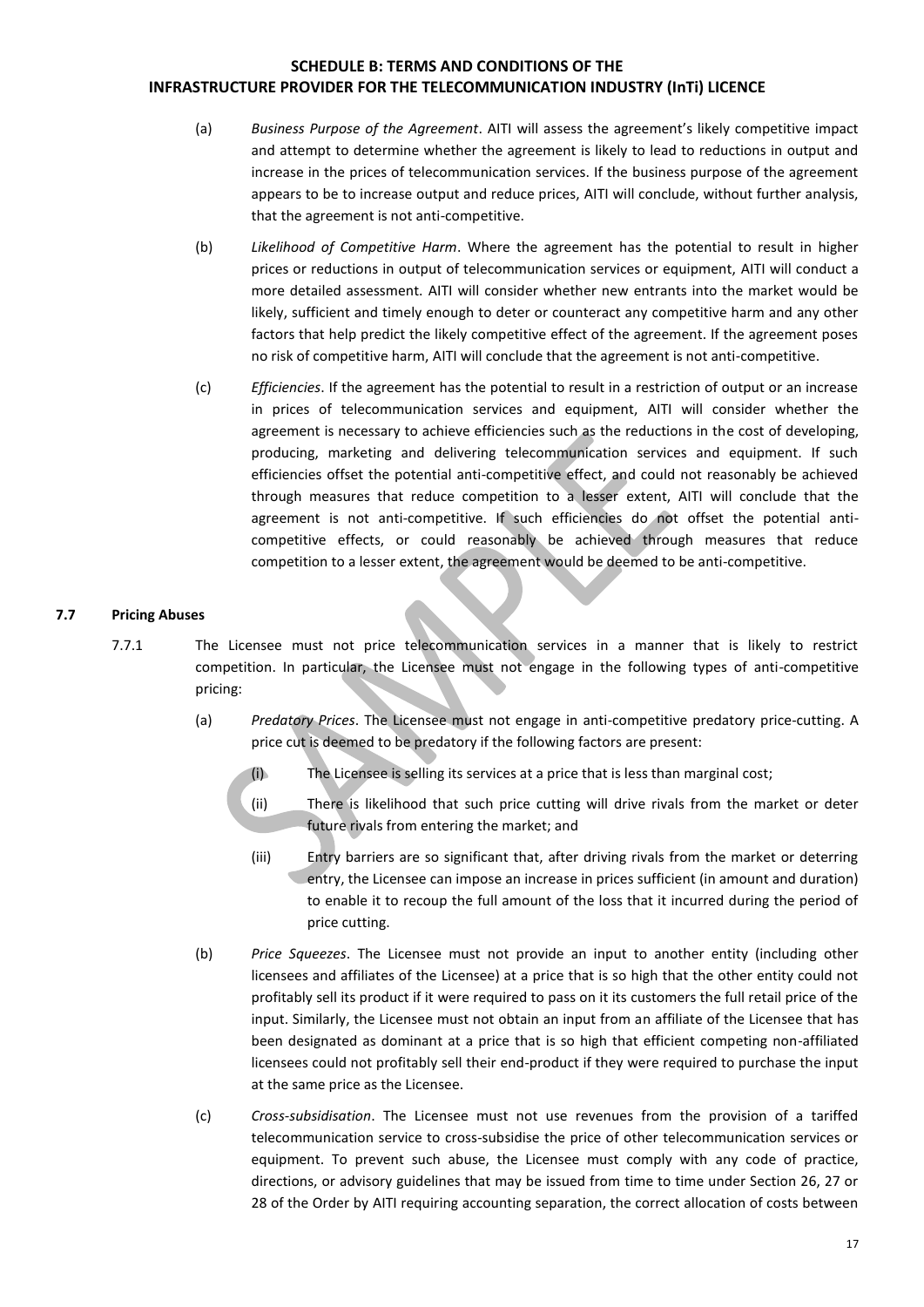(a) *Business Purpose of the Agreement*. AITI will assess the agreement's likely competitive impact and attempt to determine whether the agreement is likely to lead to reductions in output and increase in the prices of telecommunication services. If the business purpose of the agreement appears to be to increase output and reduce prices, AITI will conclude, without further analysis, that the agreement is not anti-competitive.

(b) *Likelihood of Competitive Harm*. Where the agreement has the potential to result in higher prices or reductions in output of telecommunication services or equipment, AITI will conduct a more detailed assessment. AITI will consider whether new entrants into the market would be likely, sufficient and timely enough to deter or counteract any competitive harm and any other factors that help predict the likely competitive effect of the agreement. If the agreement poses no risk of competitive harm, AITI will conclude that the agreement is not anti-competitive.

(c) *Efficiencies*. If the agreement has the potential to result in a restriction of output or an increase in prices of telecommunication services and equipment, AITI will consider whether the agreement is necessary to achieve efficiencies such as the reductions in the cost of developing, producing, marketing and delivering telecommunication services and equipment. If such efficiencies offset the potential anti-competitive effect, and could not reasonably be achieved through measures that reduce competition to a lesser extent, AITI will conclude that the agreement is not anti-competitive. If such efficiencies do not offset the potential anti-competitive effects, or could reasonably be achieved through measures that reduce competition to a lesser extent, the agreement would be deemed to be anti-competitive.

### 7.7 Pricing Abuses

7.7.1 The Licensee must not price telecommunication services in a manner that is likely to restrict competition. In particular, the Licensee must not engage in the following types of anti-competitive pricing:

(a) *Predatory Prices*. The Licensee must not engage in anti-competitive predatory price-cutting. A price cut is deemed to be predatory if the following factors are present:

(i) The Licensee is selling its services at a price that is less than marginal cost;

(ii) There is likelihood that such price cutting will drive rivals from the market or deter future rivals from entering the market; and

(iii) Entry barriers are so significant that, after driving rivals from the market or deterring entry, the Licensee can impose an increase in prices sufficient (in amount and duration) to enable it to recoup the full amount of the loss that it incurred during the period of price cutting.

(b) *Price Squeezes*. The Licensee must not provide an input to another entity (including other licensees and affiliates of the Licensee) at a price that is so high that the other entity could not profitably sell its product if it were required to pass on it its customers the full retail price of the input. Similarly, the Licensee must not obtain an input from an affiliate of the Licensee that has been designated as dominant at a price that is so high that efficient competing non-affiliated licensees could not profitably sell their end-product if they were required to purchase the input at the same price as the Licensee.

(c) *Cross-subsidisation*. The Licensee must not use revenues from the provision of a tariffed telecommunication service to cross-subsidise the price of other telecommunication services or equipment. To prevent such abuse, the Licensee must comply with any code of practice, directions, or advisory guidelines that may be issued from time to time under Section 26, 27 or 28 of the Order by AITI requiring accounting separation, the correct allocation of costs between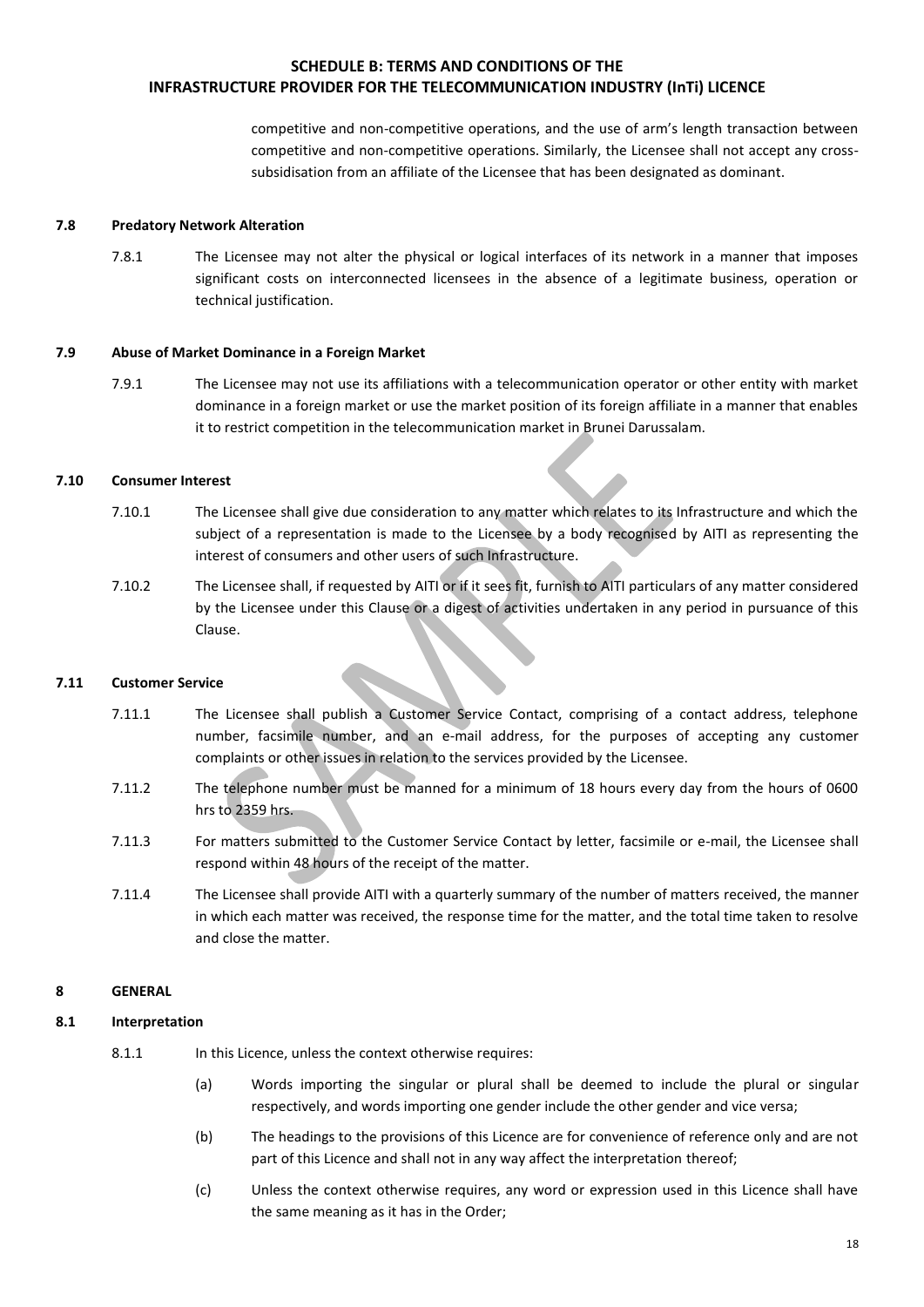competitive and non-competitive operations, and the use of arm's length transaction between competitive and non-competitive operations. Similarly, the Licensee shall not accept any cross-subsidisation from an affiliate of the Licensee that has been designated as dominant.

**7.8 Predatory Network Alteration**

7.8.1 The Licensee may not alter the physical or logical interfaces of its network in a manner that imposes significant costs on interconnected licensees in the absence of a legitimate business, operation or technical justification.

**7.9 Abuse of Market Dominance in a Foreign Market**

7.9.1 The Licensee may not use its affiliations with a telecommunication operator or other entity with market dominance in a foreign market or use the market position of its foreign affiliate in a manner that enables it to restrict competition in the telecommunication market in Brunei Darussalam.

**7.10 Consumer Interest**

7.10.1 The Licensee shall give due consideration to any matter which relates to its Infrastructure and which the subject of a representation is made to the Licensee by a body recognised by AITI as representing the interest of consumers and other users of such Infrastructure.

7.10.2 The Licensee shall, if requested by AITI or if it sees fit, furnish to AITI particulars of any matter considered by the Licensee under this Clause or a digest of activities undertaken in any period in pursuance of this Clause.

**7.11 Customer Service**

7.11.1 The Licensee shall publish a Customer Service Contact, comprising of a contact address, telephone number, facsimile number, and an e-mail address, for the purposes of accepting any customer complaints or other issues in relation to the services provided by the Licensee.

7.11.2 The telephone number must be manned for a minimum of 18 hours every day from the hours of 0600 hrs to 2359 hrs.

7.11.3 For matters submitted to the Customer Service Contact by letter, facsimile or e-mail, the Licensee shall respond within 48 hours of the receipt of the matter.

7.11.4 The Licensee shall provide AITI with a quarterly summary of the number of matters received, the manner in which each matter was received, the response time for the matter, and the total time taken to resolve and close the matter.

## 8 GENERAL

**8.1 Interpretation**

8.1.1 In this Licence, unless the context otherwise requires:

(a) Words importing the singular or plural shall be deemed to include the plural or singular respectively, and words importing one gender include the other gender and vice versa;

(b) The headings to the provisions of this Licence are for convenience of reference only and are not part of this Licence and shall not in any way affect the interpretation thereof;

(c) Unless the context otherwise requires, any word or expression used in this Licence shall have the same meaning as it has in the Order;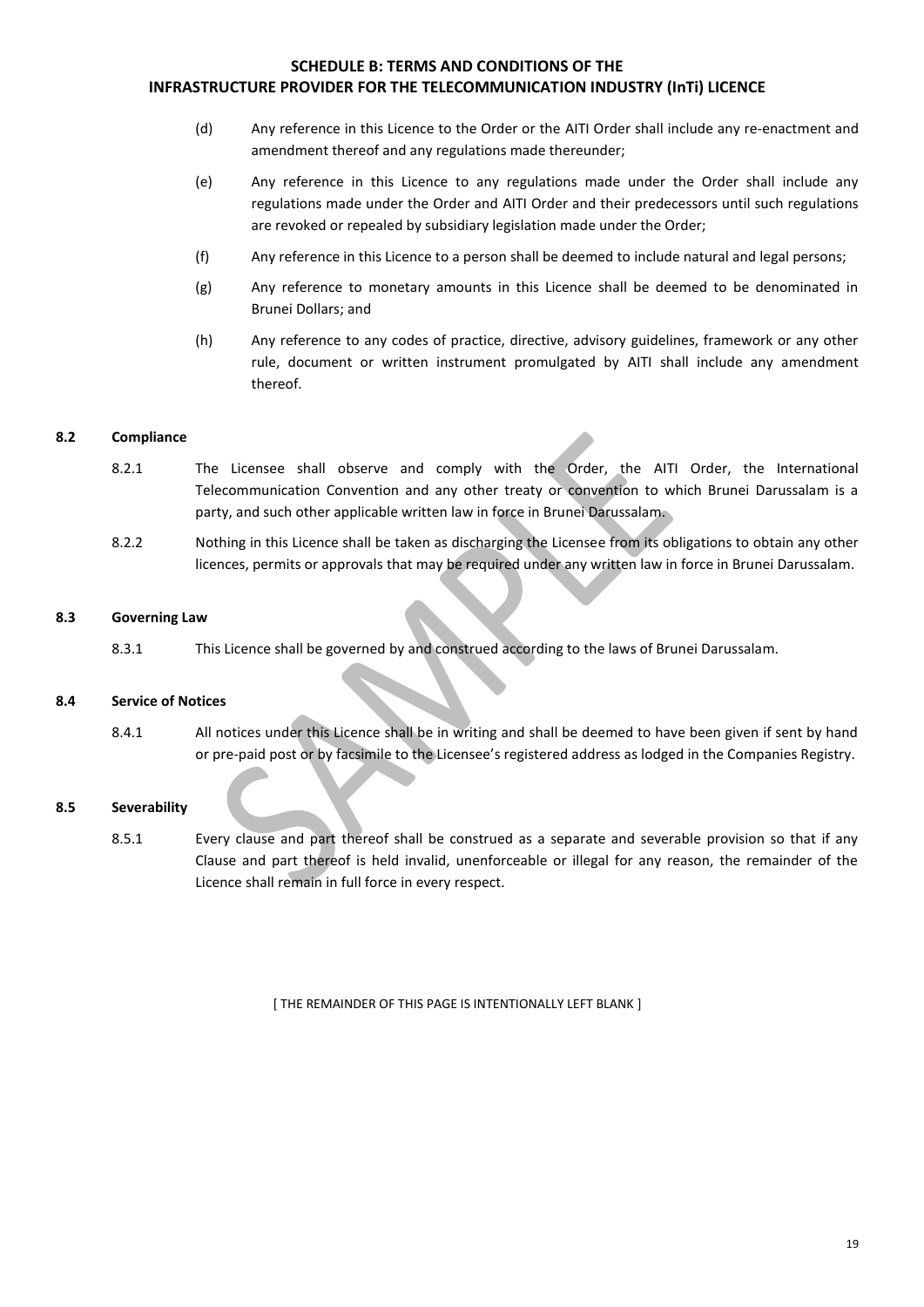(d) Any reference in this Licence to the Order or the AITI Order shall include any re-enactment and amendment thereof and any regulations made thereunder;

(e) Any reference in this Licence to any regulations made under the Order shall include any regulations made under the Order and AITI Order and their predecessors until such regulations are revoked or repealed by subsidiary legislation made under the Order;

(f) Any reference in this Licence to a person shall be deemed to include natural and legal persons;

(g) Any reference to monetary amounts in this Licence shall be deemed to be denominated in Brunei Dollars; and

(h) Any reference to any codes of practice, directive, advisory guidelines, framework or any other rule, document or written instrument promulgated by AITI shall include any amendment thereof.

**8.2 Compliance**

8.2.1 The Licensee shall observe and comply with the Order, the AITI Order, the International Telecommunication Convention and any other treaty or convention to which Brunei Darussalam is a party, and such other applicable written law in force in Brunei Darussalam.

8.2.2 Nothing in this Licence shall be taken as discharging the Licensee from its obligations to obtain any other licences, permits or approvals that may be required under any written law in force in Brunei Darussalam.

**8.3 Governing Law**

8.3.1 This Licence shall be governed by and construed according to the laws of Brunei Darussalam.

**8.4 Service of Notices**

8.4.1 All notices under this Licence shall be in writing and shall be deemed to have been given if sent by hand or pre-paid post or by facsimile to the Licensee's registered address as lodged in the Companies Registry.

**8.5 Severability**

8.5.1 Every clause and part thereof shall be construed as a separate and severable provision so that if any Clause and part thereof is held invalid, unenforceable or illegal for any reason, the remainder of the Licence shall remain in full force in every respect.

[ THE REMAINDER OF THIS PAGE IS INTENTIONALLY LEFT BLANK ]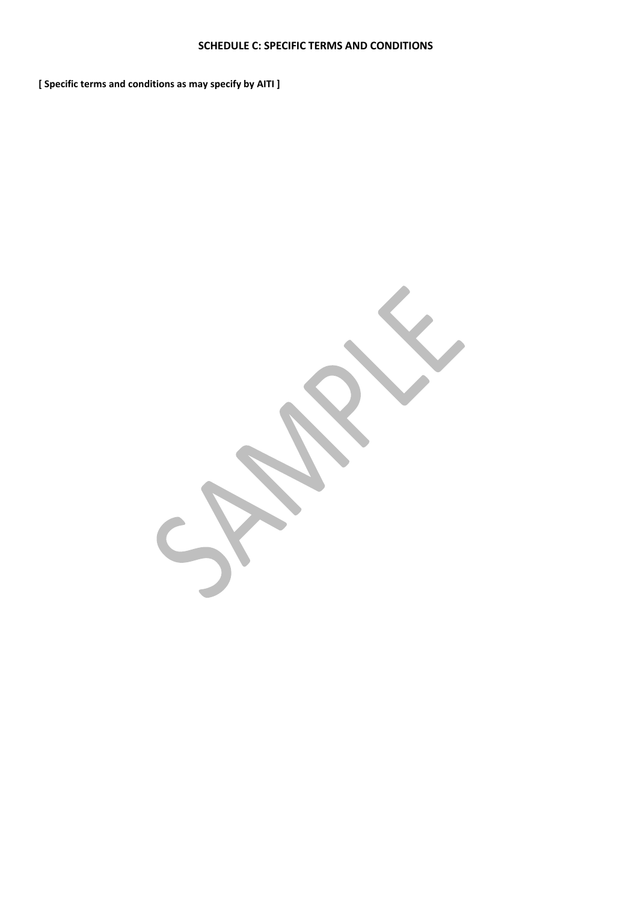## SCHEDULE C: SPECIFIC TERMS AND CONDITIONS

**[ Specific terms and conditions as may specify by AITI ]**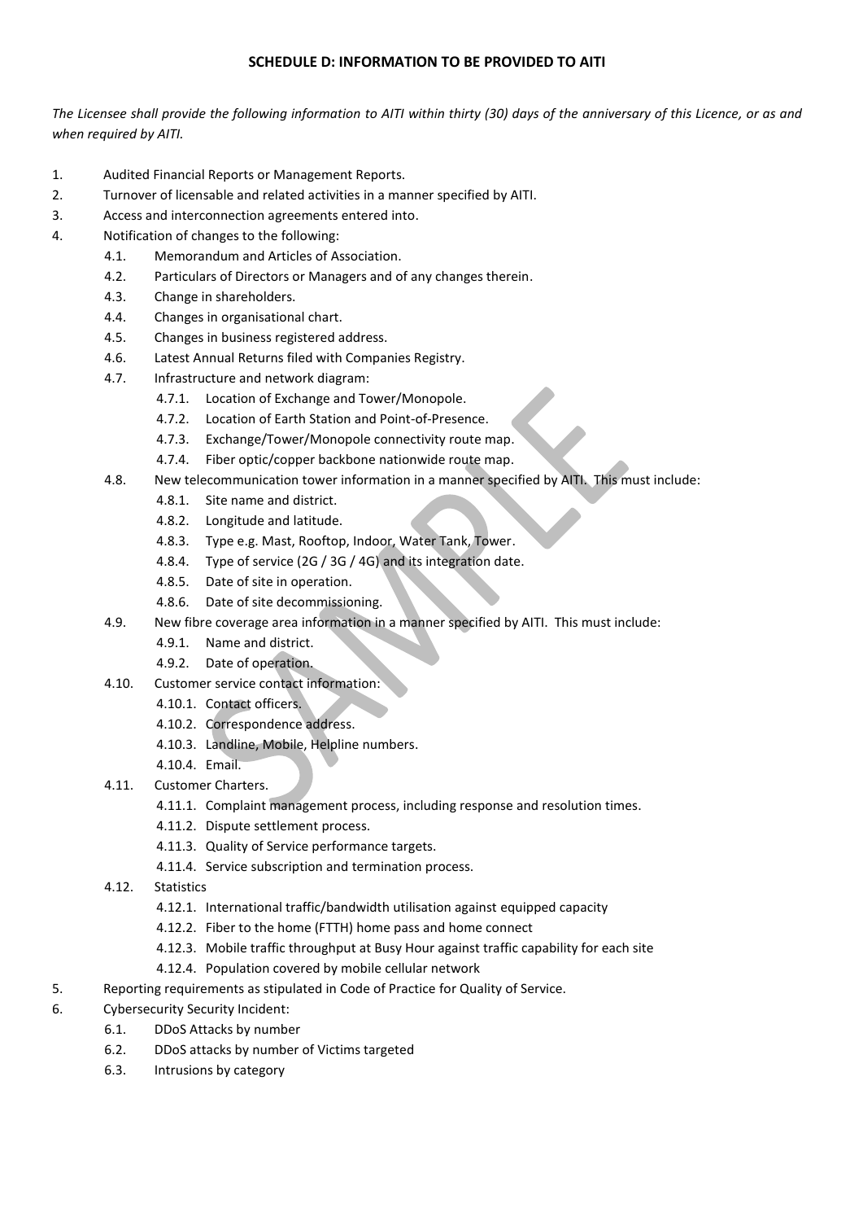**SCHEDULE D: INFORMATION TO BE PROVIDED TO AITI**

*The Licensee shall provide the following information to AITI within thirty (30) days of the anniversary of this Licence, or as and when required by AITI.*

1. Audited Financial Reports or Management Reports.
2. Turnover of licensable and related activities in a manner specified by AITI.
3. Access and interconnection agreements entered into.
4. Notification of changes to the following:
   - 4.1. Memorandum and Articles of Association.
   - 4.2. Particulars of Directors or Managers and of any changes therein.
   - 4.3. Change in shareholders.
   - 4.4. Changes in organisational chart.
   - 4.5. Changes in business registered address.
   - 4.6. Latest Annual Returns filed with Companies Registry.
   - 4.7. Infrastructure and network diagram:
     - 4.7.1. Location of Exchange and Tower/Monopole.
     - 4.7.2. Location of Earth Station and Point-of-Presence.
     - 4.7.3. Exchange/Tower/Monopole connectivity route map.
     - 4.7.4. Fiber optic/copper backbone nationwide route map.
   - 4.8. New telecommunication tower information in a manner specified by AITI. This must include:
     - 4.8.1. Site name and district.
     - 4.8.2. Longitude and latitude.
     - 4.8.3. Type e.g. Mast, Rooftop, Indoor, Water Tank, Tower.
     - 4.8.4. Type of service (2G / 3G / 4G) and its integration date.
     - 4.8.5. Date of site in operation.
     - 4.8.6. Date of site decommissioning.
   - 4.9. New fibre coverage area information in a manner specified by AITI. This must include:
     - 4.9.1. Name and district.
     - 4.9.2. Date of operation.
   - 4.10. Customer service contact information:
     - 4.10.1. Contact officers.
     - 4.10.2. Correspondence address.
     - 4.10.3. Landline, Mobile, Helpline numbers.
     - 4.10.4. Email.
   - 4.11. Customer Charters.
     - 4.11.1. Complaint management process, including response and resolution times.
     - 4.11.2. Dispute settlement process.
     - 4.11.3. Quality of Service performance targets.
     - 4.11.4. Service subscription and termination process.
   - 4.12. Statistics
     - 4.12.1. International traffic/bandwidth utilisation against equipped capacity
     - 4.12.2. Fiber to the home (FTTH) home pass and home connect
     - 4.12.3. Mobile traffic throughput at Busy Hour against traffic capability for each site
     - 4.12.4. Population covered by mobile cellular network
5. Reporting requirements as stipulated in Code of Practice for Quality of Service.
6. Cybersecurity Security Incident:
   - 6.1. DDoS Attacks by number
   - 6.2. DDoS attacks by number of Victims targeted
   - 6.3. Intrusions by category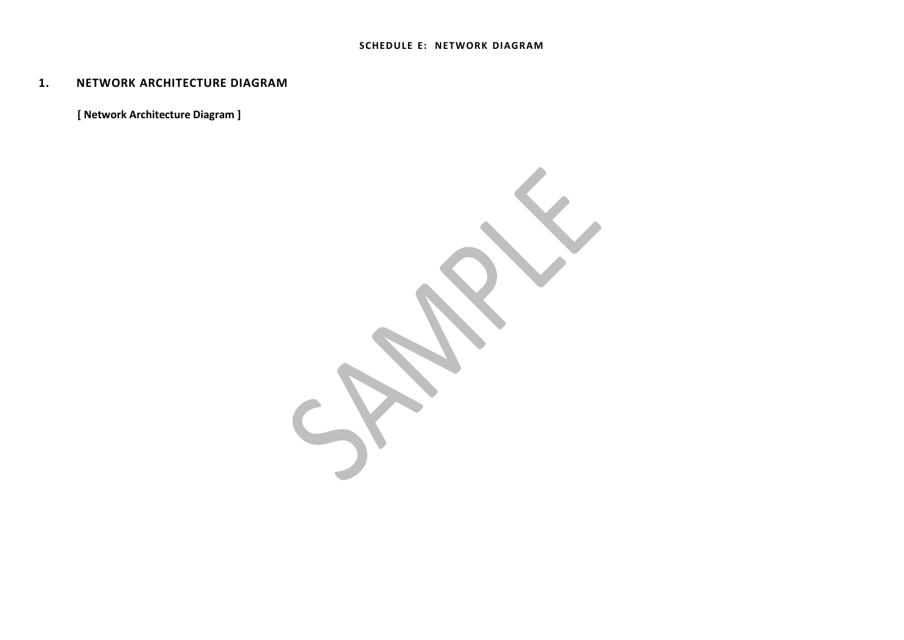# SCHEDULE E: NETWORK DIAGRAM

## 1. NETWORK ARCHITECTURE DIAGRAM

**[ Network Architecture Diagram ]**